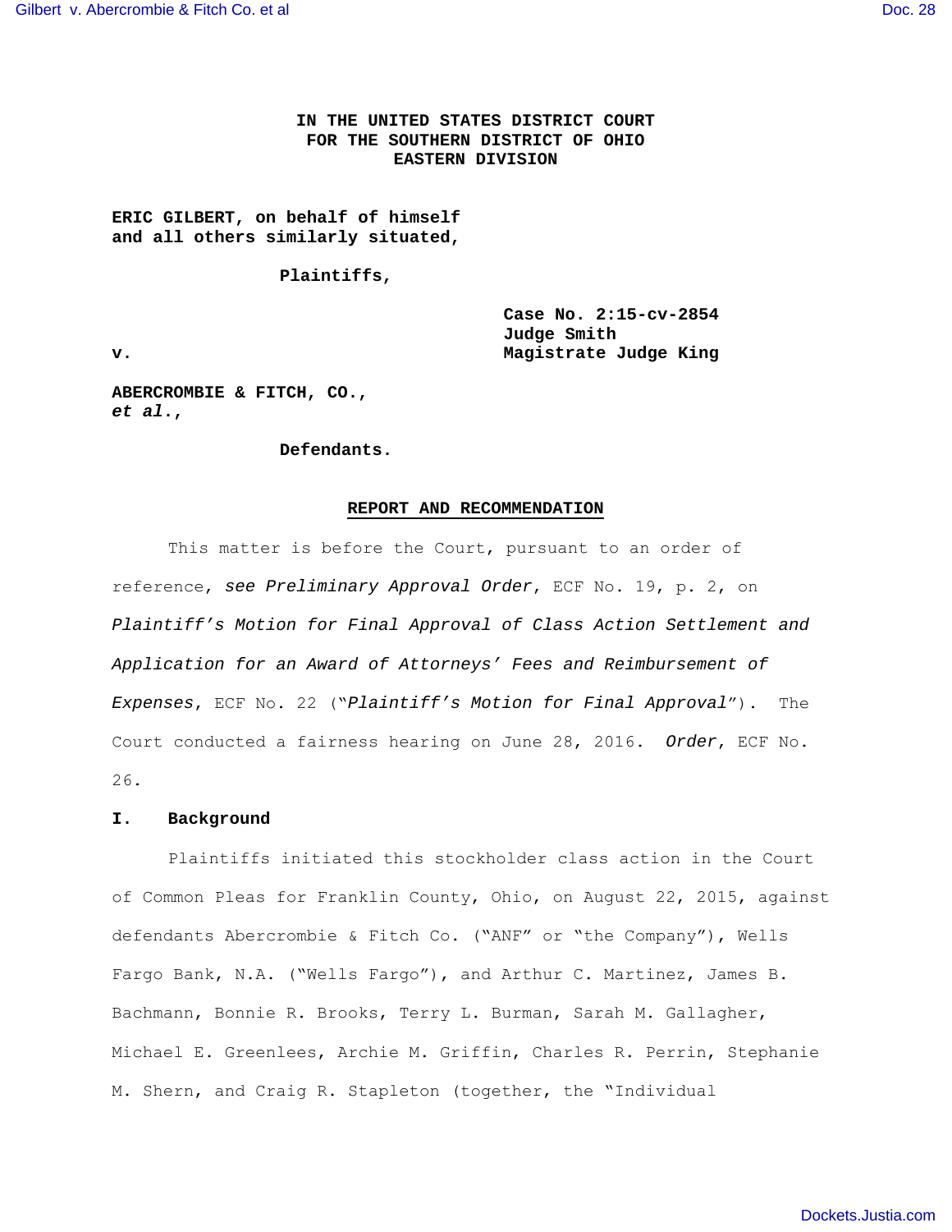**IN THE UNITED STATES DISTRICT COURT**
**FOR THE SOUTHERN DISTRICT OF OHIO**
**EASTERN DIVISION**

**ERIC GILBERT, on behalf of himself and all others similarly situated,**

**Plaintiffs,**

**v.**

**Case No. 2:15-cv-2854**
**Judge Smith**
**Magistrate Judge King**

**ABERCROMBIE & FITCH, CO., *et al.*,**

**Defendants.**

## REPORT AND RECOMMENDATION

This matter is before the Court, pursuant to an order of reference, *see Preliminary Approval Order*, ECF No. 19, p. 2, on *Plaintiff's Motion for Final Approval of Class Action Settlement and Application for an Award of Attorneys' Fees and Reimbursement of Expenses*, ECF No. 22 ("*Plaintiff's Motion for Final Approval*"). The Court conducted a fairness hearing on June 28, 2016. *Order*, ECF No. 26.

### I. Background

Plaintiffs initiated this stockholder class action in the Court of Common Pleas for Franklin County, Ohio, on August 22, 2015, against defendants Abercrombie & Fitch Co. ("ANF" or "the Company"), Wells Fargo Bank, N.A. ("Wells Fargo"), and Arthur C. Martinez, James B. Bachmann, Bonnie R. Brooks, Terry L. Burman, Sarah M. Gallagher, Michael E. Greenlees, Archie M. Griffin, Charles R. Perrin, Stephanie M. Shern, and Craig R. Stapleton (together, the "Individual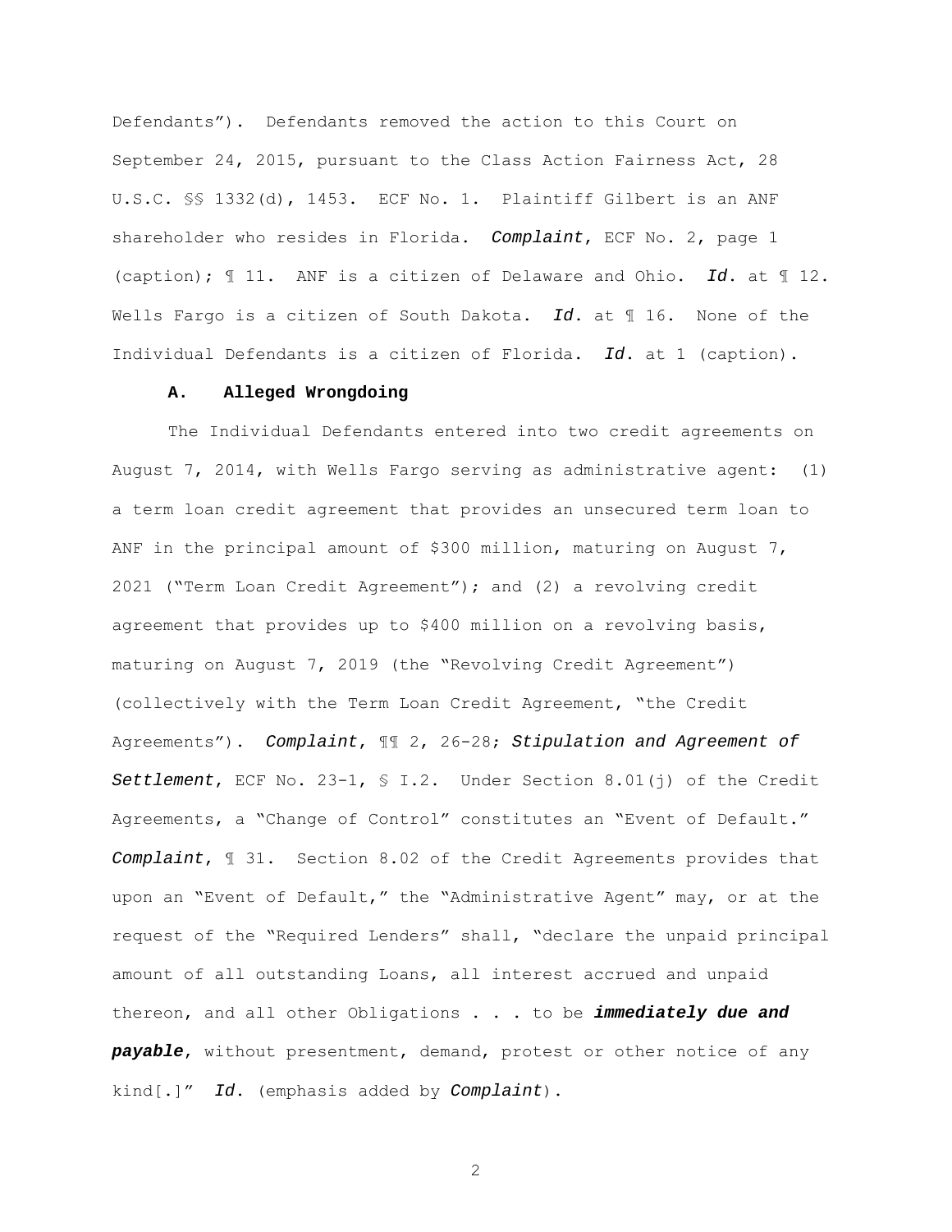Defendants"). Defendants removed the action to this Court on September 24, 2015, pursuant to the Class Action Fairness Act, 28 U.S.C. §§ 1332(d), 1453. ECF No. 1. Plaintiff Gilbert is an ANF shareholder who resides in Florida. ***Complaint***, ECF No. 2, page 1 (caption); ¶ 11. ANF is a citizen of Delaware and Ohio. ***Id.*** at ¶ 12. Wells Fargo is a citizen of South Dakota. ***Id.*** at ¶ 16. None of the Individual Defendants is a citizen of Florida. ***Id.*** at 1 (caption).

### A. Alleged Wrongdoing

The Individual Defendants entered into two credit agreements on August 7, 2014, with Wells Fargo serving as administrative agent: (1) a term loan credit agreement that provides an unsecured term loan to ANF in the principal amount of $300 million, maturing on August 7, 2021 ("Term Loan Credit Agreement"); and (2) a revolving credit agreement that provides up to $400 million on a revolving basis, maturing on August 7, 2019 (the "Revolving Credit Agreement") (collectively with the Term Loan Credit Agreement, "the Credit Agreements"). ***Complaint***, ¶¶ 2, 26-28; ***Stipulation and Agreement of Settlement***, ECF No. 23-1, § I.2. Under Section 8.01(j) of the Credit Agreements, a "Change of Control" constitutes an "Event of Default." ***Complaint***, ¶ 31. Section 8.02 of the Credit Agreements provides that upon an "Event of Default," the "Administrative Agent" may, or at the request of the "Required Lenders" shall, "declare the unpaid principal amount of all outstanding Loans, all interest accrued and unpaid thereon, and all other Obligations . . . to be ***immediately due and payable***, without presentment, demand, protest or other notice of any kind[.]" ***Id.*** (emphasis added by ***Complaint***).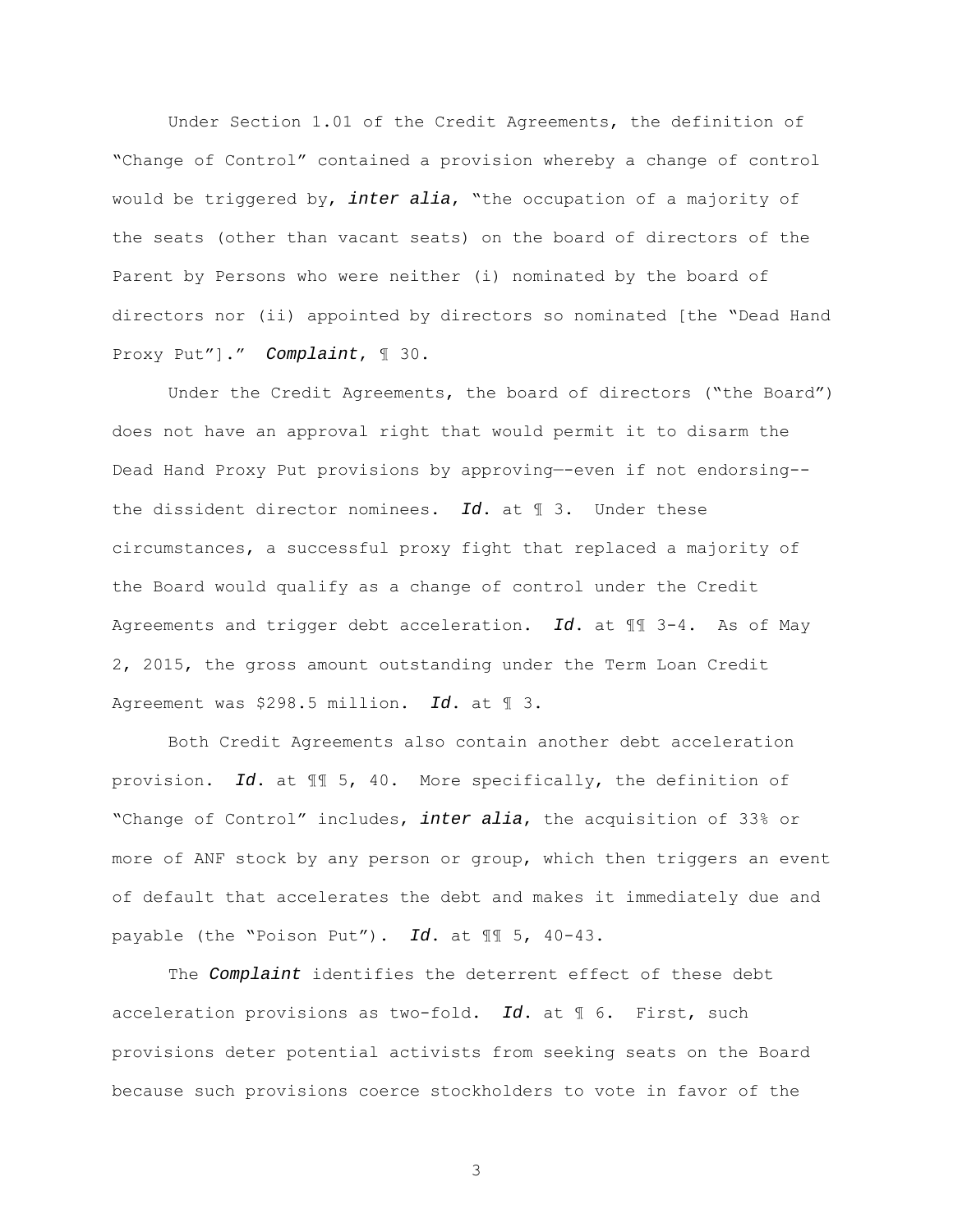Under Section 1.01 of the Credit Agreements, the definition of "Change of Control" contained a provision whereby a change of control would be triggered by, ***inter alia***, "the occupation of a majority of the seats (other than vacant seats) on the board of directors of the Parent by Persons who were neither (i) nominated by the board of directors nor (ii) appointed by directors so nominated [the "Dead Hand Proxy Put"]." ***Complaint***, ¶ 30.

Under the Credit Agreements, the board of directors ("the Board") does not have an approval right that would permit it to disarm the Dead Hand Proxy Put provisions by approving—-even if not endorsing--the dissident director nominees. ***Id.*** at ¶ 3. Under these circumstances, a successful proxy fight that replaced a majority of the Board would qualify as a change of control under the Credit Agreements and trigger debt acceleration. ***Id.*** at ¶¶ 3-4. As of May 2, 2015, the gross amount outstanding under the Term Loan Credit Agreement was $298.5 million. ***Id.*** at ¶ 3.

Both Credit Agreements also contain another debt acceleration provision. ***Id.*** at ¶¶ 5, 40. More specifically, the definition of "Change of Control" includes, ***inter alia***, the acquisition of 33% or more of ANF stock by any person or group, which then triggers an event of default that accelerates the debt and makes it immediately due and payable (the "Poison Put"). ***Id.*** at ¶¶ 5, 40-43.

The ***Complaint*** identifies the deterrent effect of these debt acceleration provisions as two-fold. ***Id.*** at ¶ 6. First, such provisions deter potential activists from seeking seats on the Board because such provisions coerce stockholders to vote in favor of the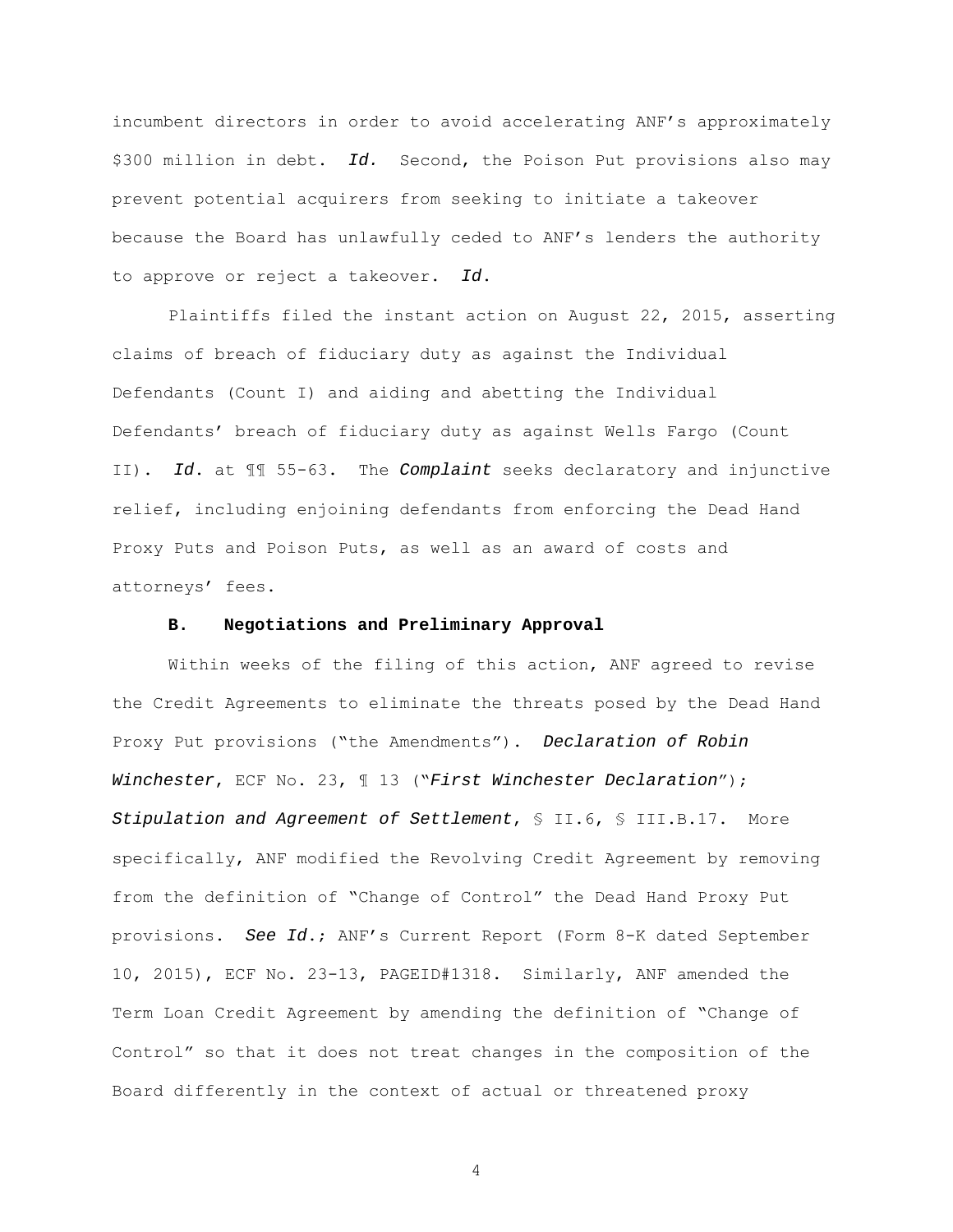incumbent directors in order to avoid accelerating ANF's approximately $300 million in debt. *Id.* Second, the Poison Put provisions also may prevent potential acquirers from seeking to initiate a takeover because the Board has unlawfully ceded to ANF's lenders the authority to approve or reject a takeover. *Id.*

Plaintiffs filed the instant action on August 22, 2015, asserting claims of breach of fiduciary duty as against the Individual Defendants (Count I) and aiding and abetting the Individual Defendants' breach of fiduciary duty as against Wells Fargo (Count II). *Id.* at ¶¶ 55-63. The *Complaint* seeks declaratory and injunctive relief, including enjoining defendants from enforcing the Dead Hand Proxy Puts and Poison Puts, as well as an award of costs and attorneys' fees.

### B. Negotiations and Preliminary Approval

Within weeks of the filing of this action, ANF agreed to revise the Credit Agreements to eliminate the threats posed by the Dead Hand Proxy Put provisions ("the Amendments"). *Declaration of Robin Winchester*, ECF No. 23, ¶ 13 ("*First Winchester Declaration*"); *Stipulation and Agreement of Settlement*, § II.6, § III.B.17. More specifically, ANF modified the Revolving Credit Agreement by removing from the definition of "Change of Control" the Dead Hand Proxy Put provisions. *See Id.*; ANF's Current Report (Form 8-K dated September 10, 2015), ECF No. 23-13, PAGEID#1318. Similarly, ANF amended the Term Loan Credit Agreement by amending the definition of "Change of Control" so that it does not treat changes in the composition of the Board differently in the context of actual or threatened proxy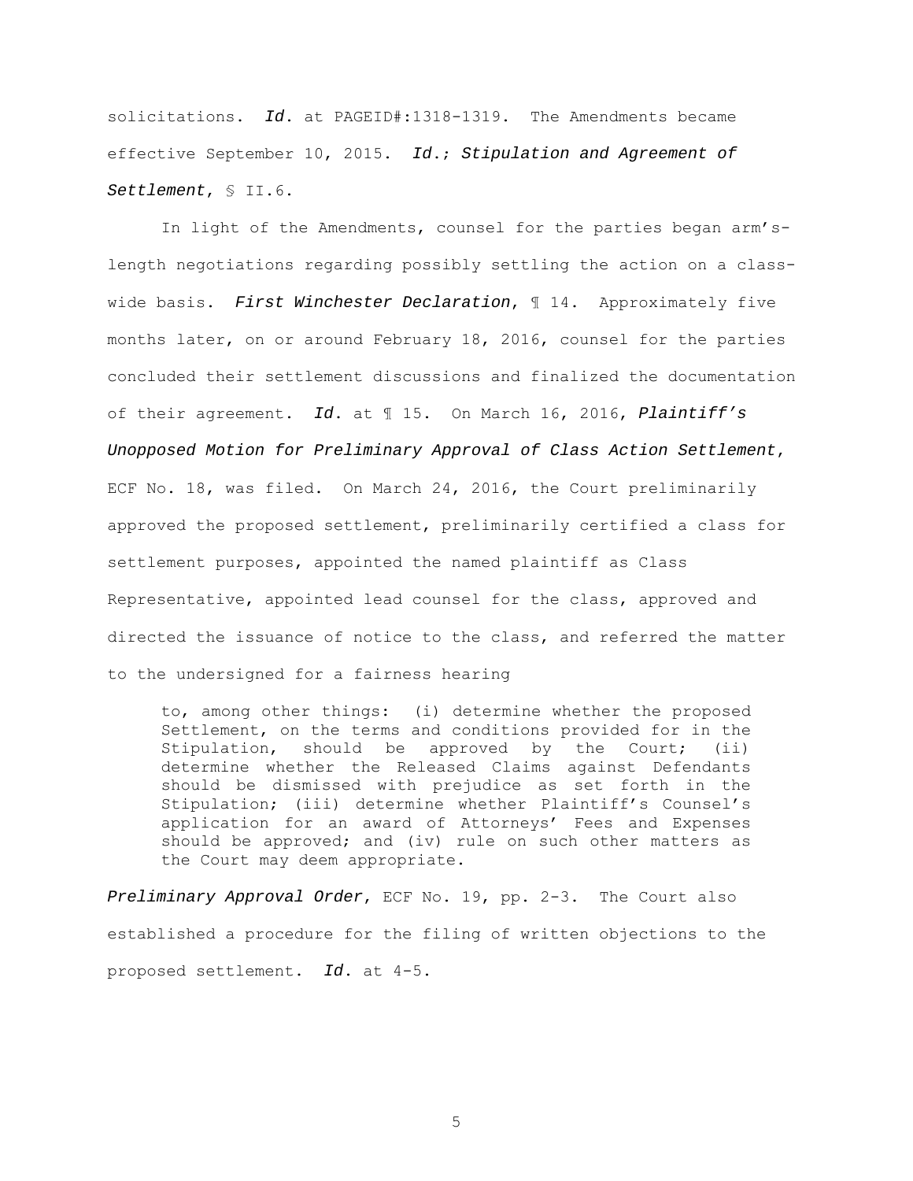solicitations. *Id.* at PAGEID#:1318-1319. The Amendments became effective September 10, 2015. *Id.*; *Stipulation and Agreement of Settlement*, § II.6.

In light of the Amendments, counsel for the parties began arm's-length negotiations regarding possibly settling the action on a class-wide basis. *First Winchester Declaration*, ¶ 14. Approximately five months later, on or around February 18, 2016, counsel for the parties concluded their settlement discussions and finalized the documentation of their agreement. *Id.* at ¶ 15. On March 16, 2016, *Plaintiff's Unopposed Motion for Preliminary Approval of Class Action Settlement*, ECF No. 18, was filed. On March 24, 2016, the Court preliminarily approved the proposed settlement, preliminarily certified a class for settlement purposes, appointed the named plaintiff as Class Representative, appointed lead counsel for the class, approved and directed the issuance of notice to the class, and referred the matter to the undersigned for a fairness hearing

> to, among other things: (i) determine whether the proposed Settlement, on the terms and conditions provided for in the Stipulation, should be approved by the Court; (ii) determine whether the Released Claims against Defendants should be dismissed with prejudice as set forth in the Stipulation; (iii) determine whether Plaintiff's Counsel's application for an award of Attorneys' Fees and Expenses should be approved; and (iv) rule on such other matters as the Court may deem appropriate.

*Preliminary Approval Order*, ECF No. 19, pp. 2-3. The Court also established a procedure for the filing of written objections to the proposed settlement. *Id.* at 4-5.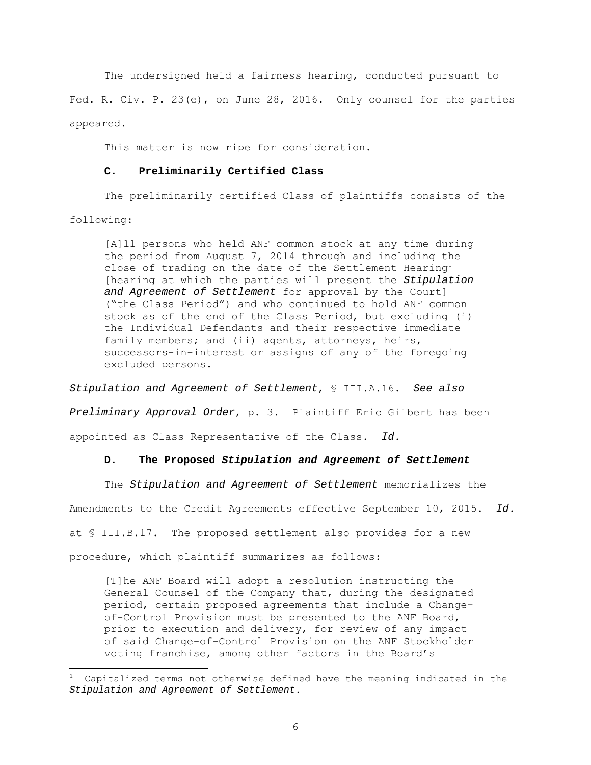The undersigned held a fairness hearing, conducted pursuant to Fed. R. Civ. P. 23(e), on June 28, 2016. Only counsel for the parties appeared.

This matter is now ripe for consideration.

### C. Preliminarily Certified Class

The preliminarily certified Class of plaintiffs consists of the following:

> [A]ll persons who held ANF common stock at any time during the period from August 7, 2014 through and including the close of trading on the date of the Settlement Hearing[1] [hearing at which the parties will present the ***Stipulation and Agreement of Settlement*** for approval by the Court] ("the Class Period") and who continued to hold ANF common stock as of the end of the Class Period, but excluding (i) the Individual Defendants and their respective immediate family members; and (ii) agents, attorneys, heirs, successors-in-interest or assigns of any of the foregoing excluded persons.

*Stipulation and Agreement of Settlement*, § III.A.16. *See also Preliminary Approval Order*, p. 3. Plaintiff Eric Gilbert has been appointed as Class Representative of the Class. *Id.*

### D. The Proposed *Stipulation and Agreement of Settlement*

The *Stipulation and Agreement of Settlement* memorializes the Amendments to the Credit Agreements effective September 10, 2015. *Id.* at § III.B.17. The proposed settlement also provides for a new procedure, which plaintiff summarizes as follows:

> [T]he ANF Board will adopt a resolution instructing the General Counsel of the Company that, during the designated period, certain proposed agreements that include a Change-of-Control Provision must be presented to the ANF Board, prior to execution and delivery, for review of any impact of said Change-of-Control Provision on the ANF Stockholder voting franchise, among other factors in the Board's

[1] Capitalized terms not otherwise defined have the meaning indicated in the *Stipulation and Agreement of Settlement*.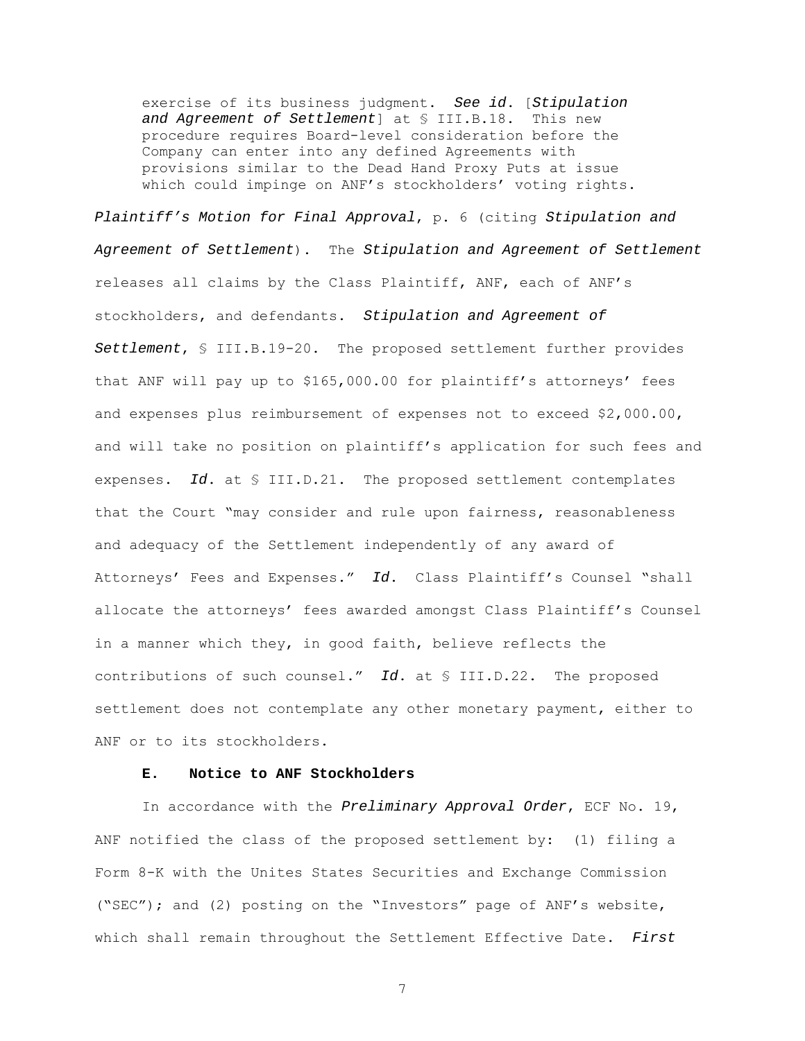> exercise of its business judgment. *See id.* [*Stipulation and Agreement of Settlement*] at § III.B.18. This new procedure requires Board-level consideration before the Company can enter into any defined Agreements with provisions similar to the Dead Hand Proxy Puts at issue which could impinge on ANF's stockholders' voting rights.

*Plaintiff's Motion for Final Approval*, p. 6 (citing *Stipulation and Agreement of Settlement*). The *Stipulation and Agreement of Settlement* releases all claims by the Class Plaintiff, ANF, each of ANF's stockholders, and defendants. *Stipulation and Agreement of Settlement*, § III.B.19-20. The proposed settlement further provides that ANF will pay up to $165,000.00 for plaintiff's attorneys' fees and expenses plus reimbursement of expenses not to exceed $2,000.00, and will take no position on plaintiff's application for such fees and expenses. *Id.* at § III.D.21. The proposed settlement contemplates that the Court "may consider and rule upon fairness, reasonableness and adequacy of the Settlement independently of any award of Attorneys' Fees and Expenses." *Id.* Class Plaintiff's Counsel "shall allocate the attorneys' fees awarded amongst Class Plaintiff's Counsel in a manner which they, in good faith, believe reflects the contributions of such counsel." *Id.* at § III.D.22. The proposed settlement does not contemplate any other monetary payment, either to ANF or to its stockholders.

### E. Notice to ANF Stockholders

In accordance with the *Preliminary Approval Order*, ECF No. 19, ANF notified the class of the proposed settlement by: (1) filing a Form 8-K with the Unites States Securities and Exchange Commission ("SEC"); and (2) posting on the "Investors" page of ANF's website, which shall remain throughout the Settlement Effective Date. *First*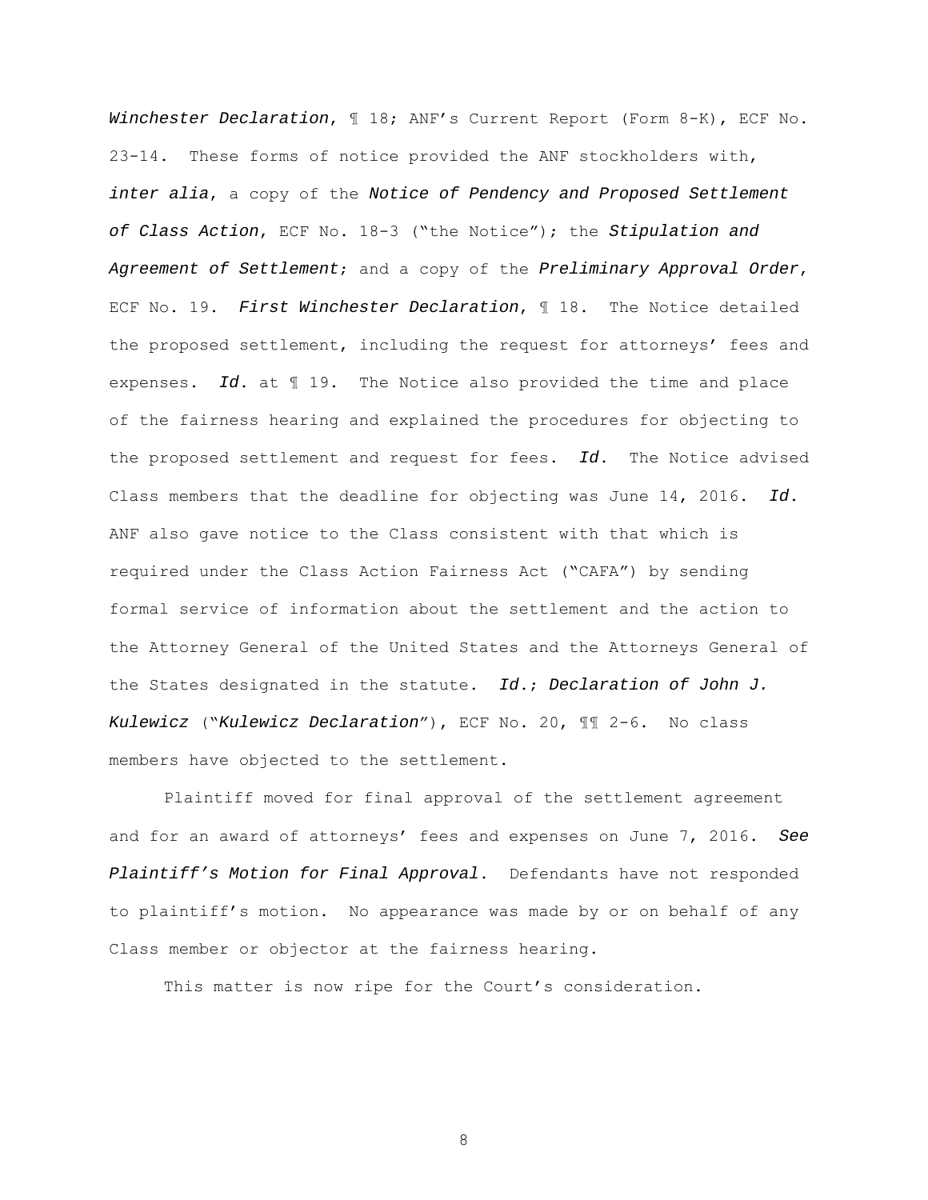*Winchester Declaration*, ¶ 18; ANF's Current Report (Form 8-K), ECF No. 23-14. These forms of notice provided the ANF stockholders with, *inter alia*, a copy of the *Notice of Pendency and Proposed Settlement of Class Action*, ECF No. 18-3 ("the Notice"); the *Stipulation and Agreement of Settlement*; and a copy of the *Preliminary Approval Order*, ECF No. 19. *First Winchester Declaration*, ¶ 18. The Notice detailed the proposed settlement, including the request for attorneys' fees and expenses. *Id.* at ¶ 19. The Notice also provided the time and place of the fairness hearing and explained the procedures for objecting to the proposed settlement and request for fees. *Id.* The Notice advised Class members that the deadline for objecting was June 14, 2016. *Id.* ANF also gave notice to the Class consistent with that which is required under the Class Action Fairness Act ("CAFA") by sending formal service of information about the settlement and the action to the Attorney General of the United States and the Attorneys General of the States designated in the statute. *Id.*; *Declaration of John J. Kulewicz* ("*Kulewicz Declaration*"), ECF No. 20, ¶¶ 2-6. No class members have objected to the settlement.

Plaintiff moved for final approval of the settlement agreement and for an award of attorneys' fees and expenses on June 7, 2016. *See Plaintiff's Motion for Final Approval*. Defendants have not responded to plaintiff's motion. No appearance was made by or on behalf of any Class member or objector at the fairness hearing.

This matter is now ripe for the Court's consideration.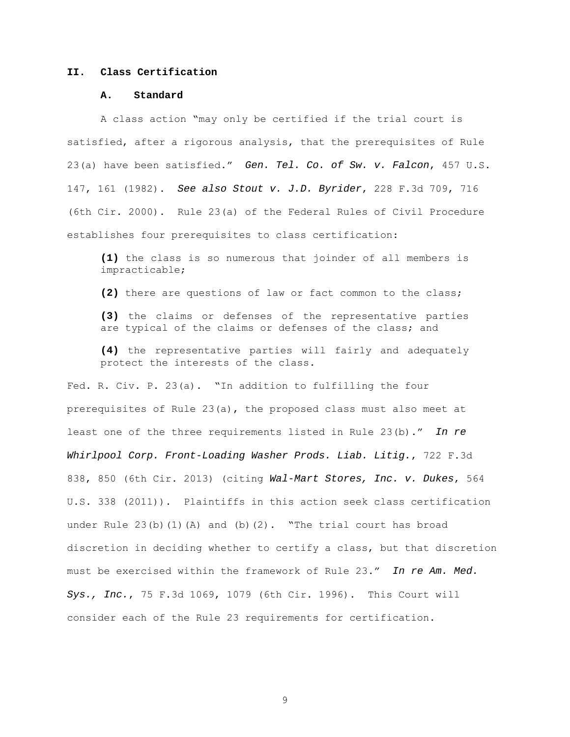## II. Class Certification

### A. Standard

A class action "may only be certified if the trial court is satisfied, after a rigorous analysis, that the prerequisites of Rule 23(a) have been satisfied." *Gen. Tel. Co. of Sw. v. Falcon*, 457 U.S. 147, 161 (1982). *See also Stout v. J.D. Byrider*, 228 F.3d 709, 716 (6th Cir. 2000). Rule 23(a) of the Federal Rules of Civil Procedure establishes four prerequisites to class certification:

> **(1)** the class is so numerous that joinder of all members is impracticable;
>
> **(2)** there are questions of law or fact common to the class;
>
> **(3)** the claims or defenses of the representative parties are typical of the claims or defenses of the class; and
>
> **(4)** the representative parties will fairly and adequately protect the interests of the class.

Fed. R. Civ. P. 23(a). "In addition to fulfilling the four prerequisites of Rule 23(a), the proposed class must also meet at least one of the three requirements listed in Rule 23(b)." *In re Whirlpool Corp. Front-Loading Washer Prods. Liab. Litig.*, 722 F.3d 838, 850 (6th Cir. 2013) (citing *Wal-Mart Stores, Inc. v. Dukes*, 564 U.S. 338 (2011)). Plaintiffs in this action seek class certification under Rule 23(b)(1)(A) and (b)(2). "The trial court has broad discretion in deciding whether to certify a class, but that discretion must be exercised within the framework of Rule 23." *In re Am. Med. Sys., Inc.*, 75 F.3d 1069, 1079 (6th Cir. 1996). This Court will consider each of the Rule 23 requirements for certification.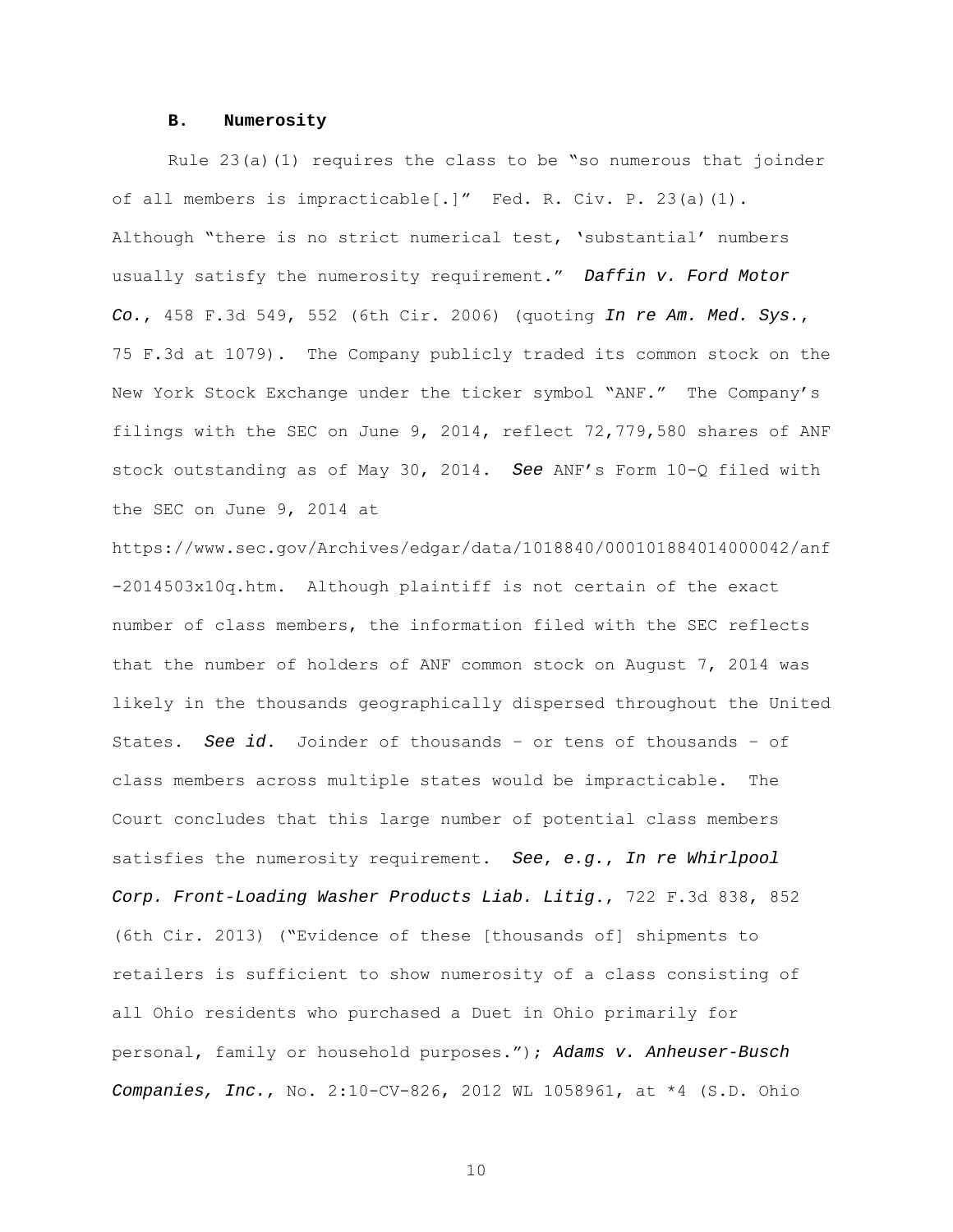### B. Numerosity

Rule 23(a)(1) requires the class to be "so numerous that joinder of all members is impracticable[.]" Fed. R. Civ. P. 23(a)(1). Although "there is no strict numerical test, 'substantial' numbers usually satisfy the numerosity requirement." *Daffin v. Ford Motor Co.*, 458 F.3d 549, 552 (6th Cir. 2006) (quoting *In re Am. Med. Sys.*, 75 F.3d at 1079). The Company publicly traded its common stock on the New York Stock Exchange under the ticker symbol "ANF." The Company's filings with the SEC on June 9, 2014, reflect 72,779,580 shares of ANF stock outstanding as of May 30, 2014. *See* ANF's Form 10-Q filed with the SEC on June 9, 2014 at https://www.sec.gov/Archives/edgar/data/1018840/000101884014000042/anf-2014503x10q.htm. Although plaintiff is not certain of the exact number of class members, the information filed with the SEC reflects that the number of holders of ANF common stock on August 7, 2014 was likely in the thousands geographically dispersed throughout the United States. *See id.* Joinder of thousands – or tens of thousands – of class members across multiple states would be impracticable. The Court concludes that this large number of potential class members satisfies the numerosity requirement. *See, e.g.*, *In re Whirlpool Corp. Front-Loading Washer Products Liab. Litig.*, 722 F.3d 838, 852 (6th Cir. 2013) ("Evidence of these [thousands of] shipments to retailers is sufficient to show numerosity of a class consisting of all Ohio residents who purchased a Duet in Ohio primarily for personal, family or household purposes."); *Adams v. Anheuser-Busch Companies, Inc.*, No. 2:10-CV-826, 2012 WL 1058961, at *4 (S.D. Ohio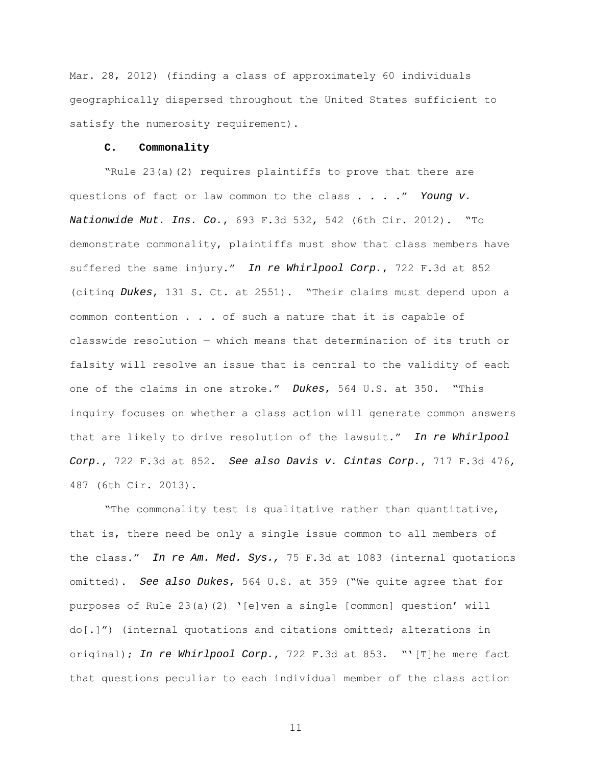Mar. 28, 2012) (finding a class of approximately 60 individuals geographically dispersed throughout the United States sufficient to satisfy the numerosity requirement).

### C. Commonality

"Rule 23(a)(2) requires plaintiffs to prove that there are questions of fact or law common to the class . . . ." *Young v. Nationwide Mut. Ins. Co.*, 693 F.3d 532, 542 (6th Cir. 2012). "To demonstrate commonality, plaintiffs must show that class members have suffered the same injury." ***In re Whirlpool Corp.***, 722 F.3d at 852 (citing ***Dukes***, 131 S. Ct. at 2551). "Their claims must depend upon a common contention . . . of such a nature that it is capable of classwide resolution — which means that determination of its truth or falsity will resolve an issue that is central to the validity of each one of the claims in one stroke." ***Dukes***, 564 U.S. at 350. "This inquiry focuses on whether a class action will generate common answers that are likely to drive resolution of the lawsuit." ***In re Whirlpool Corp.***, 722 F.3d at 852. ***See also Davis v. Cintas Corp.***, 717 F.3d 476, 487 (6th Cir. 2013).

"The commonality test is qualitative rather than quantitative, that is, there need be only a single issue common to all members of the class." ***In re Am. Med. Sys.,*** 75 F.3d at 1083 (internal quotations omitted). ***See also Dukes***, 564 U.S. at 359 ("We quite agree that for purposes of Rule 23(a)(2) '[e]ven a single [common] question' will do[.]") (internal quotations and citations omitted; alterations in original); ***In re Whirlpool Corp.***, 722 F.3d at 853. "'[T]he mere fact that questions peculiar to each individual member of the class action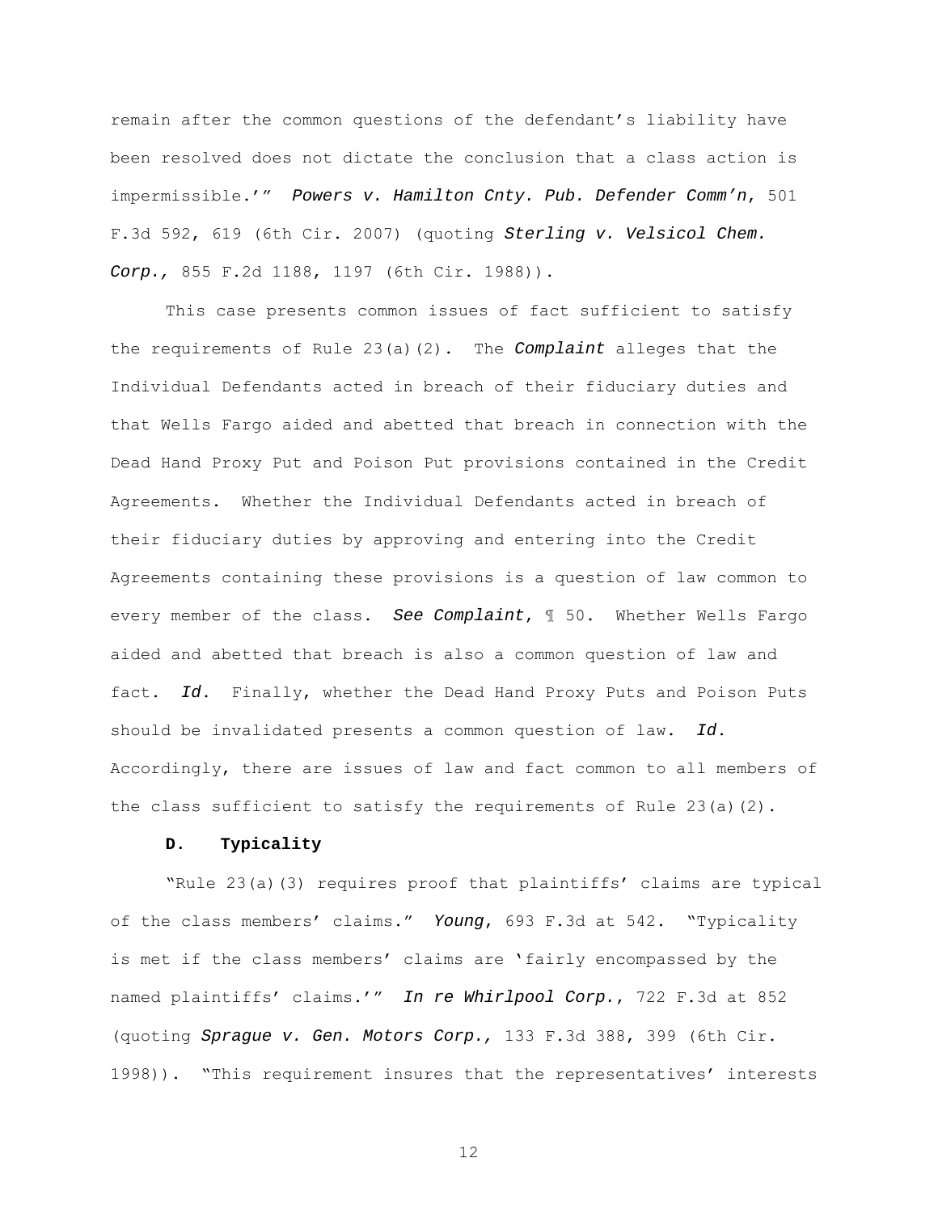remain after the common questions of the defendant's liability have been resolved does not dictate the conclusion that a class action is impermissible.'" ***Powers v. Hamilton Cnty. Pub. Defender Comm'n***, 501 F.3d 592, 619 (6th Cir. 2007) (quoting ***Sterling v. Velsicol Chem. Corp.,*** 855 F.2d 1188, 1197 (6th Cir. 1988)).

This case presents common issues of fact sufficient to satisfy the requirements of Rule 23(a)(2). The ***Complaint*** alleges that the Individual Defendants acted in breach of their fiduciary duties and that Wells Fargo aided and abetted that breach in connection with the Dead Hand Proxy Put and Poison Put provisions contained in the Credit Agreements. Whether the Individual Defendants acted in breach of their fiduciary duties by approving and entering into the Credit Agreements containing these provisions is a question of law common to every member of the class. ***See Complaint***, ¶ 50. Whether Wells Fargo aided and abetted that breach is also a common question of law and fact. ***Id.*** Finally, whether the Dead Hand Proxy Puts and Poison Puts should be invalidated presents a common question of law. ***Id.*** Accordingly, there are issues of law and fact common to all members of the class sufficient to satisfy the requirements of Rule 23(a)(2).

### D. Typicality

"Rule 23(a)(3) requires proof that plaintiffs' claims are typical of the class members' claims." ***Young***, 693 F.3d at 542. "Typicality is met if the class members' claims are 'fairly encompassed by the named plaintiffs' claims.'" ***In re Whirlpool Corp.***, 722 F.3d at 852 (quoting ***Sprague v. Gen. Motors Corp.,*** 133 F.3d 388, 399 (6th Cir. 1998)). "This requirement insures that the representatives' interests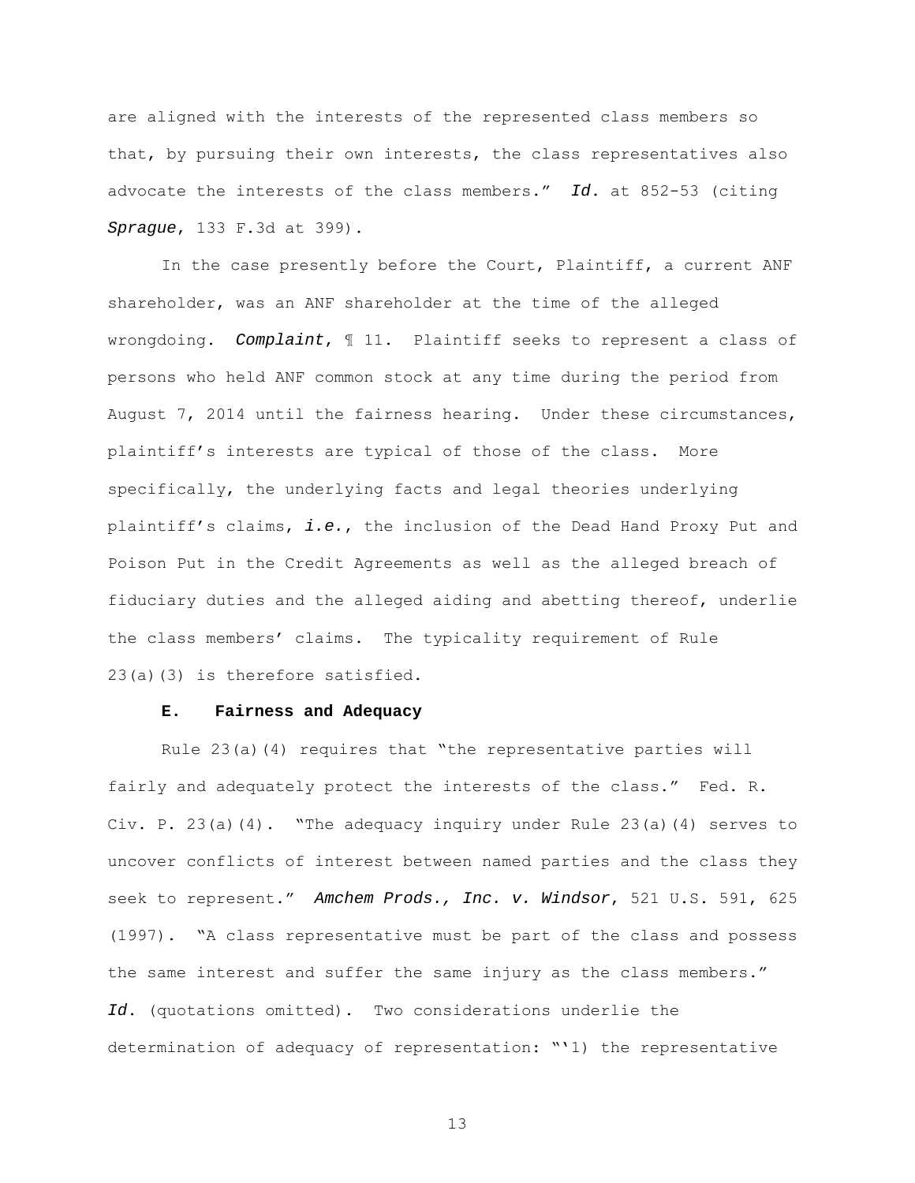are aligned with the interests of the represented class members so that, by pursuing their own interests, the class representatives also advocate the interests of the class members." *Id.* at 852-53 (citing *Sprague*, 133 F.3d at 399).

In the case presently before the Court, Plaintiff, a current ANF shareholder, was an ANF shareholder at the time of the alleged wrongdoing. *Complaint*, ¶ 11. Plaintiff seeks to represent a class of persons who held ANF common stock at any time during the period from August 7, 2014 until the fairness hearing. Under these circumstances, plaintiff's interests are typical of those of the class. More specifically, the underlying facts and legal theories underlying plaintiff's claims, *i.e.*, the inclusion of the Dead Hand Proxy Put and Poison Put in the Credit Agreements as well as the alleged breach of fiduciary duties and the alleged aiding and abetting thereof, underlie the class members' claims. The typicality requirement of Rule 23(a)(3) is therefore satisfied.

**E. Fairness and Adequacy**

Rule 23(a)(4) requires that "the representative parties will fairly and adequately protect the interests of the class." Fed. R. Civ. P. 23(a)(4). "The adequacy inquiry under Rule 23(a)(4) serves to uncover conflicts of interest between named parties and the class they seek to represent." *Amchem Prods., Inc. v. Windsor*, 521 U.S. 591, 625 (1997). "A class representative must be part of the class and possess the same interest and suffer the same injury as the class members." *Id.* (quotations omitted). Two considerations underlie the determination of adequacy of representation: "'1) the representative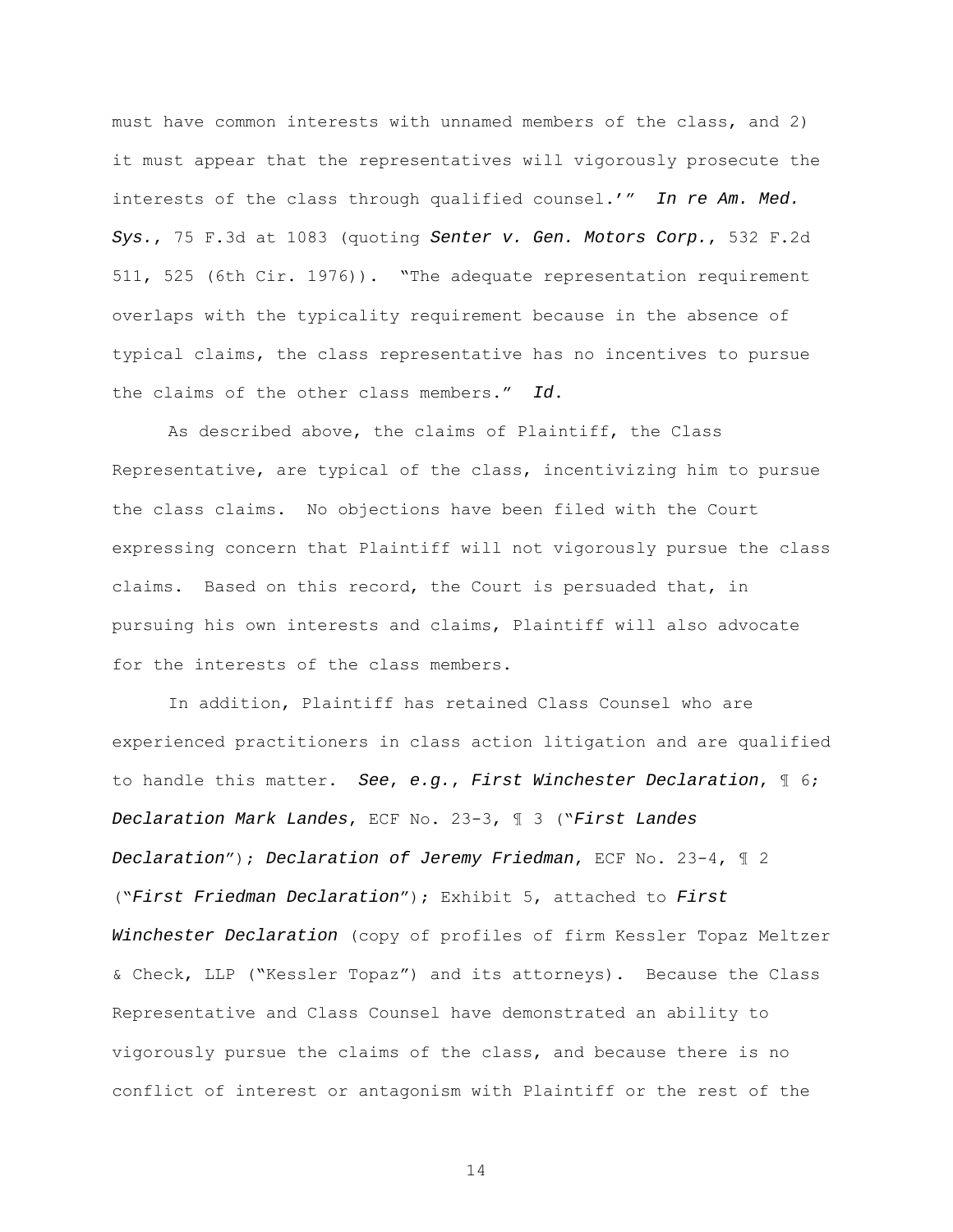must have common interests with unnamed members of the class, and 2) it must appear that the representatives will vigorously prosecute the interests of the class through qualified counsel.'" *In re Am. Med. Sys.*, 75 F.3d at 1083 (quoting *Senter v. Gen. Motors Corp.*, 532 F.2d 511, 525 (6th Cir. 1976)). "The adequate representation requirement overlaps with the typicality requirement because in the absence of typical claims, the class representative has no incentives to pursue the claims of the other class members." *Id.*

As described above, the claims of Plaintiff, the Class Representative, are typical of the class, incentivizing him to pursue the class claims. No objections have been filed with the Court expressing concern that Plaintiff will not vigorously pursue the class claims. Based on this record, the Court is persuaded that, in pursuing his own interests and claims, Plaintiff will also advocate for the interests of the class members.

In addition, Plaintiff has retained Class Counsel who are experienced practitioners in class action litigation and are qualified to handle this matter. *See, e.g.*, *First Winchester Declaration*, ¶ 6; *Declaration Mark Landes*, ECF No. 23-3, ¶ 3 ("*First Landes Declaration*"); *Declaration of Jeremy Friedman*, ECF No. 23-4, ¶ 2 ("*First Friedman Declaration*"); Exhibit 5, attached to *First Winchester Declaration* (copy of profiles of firm Kessler Topaz Meltzer & Check, LLP ("Kessler Topaz") and its attorneys). Because the Class Representative and Class Counsel have demonstrated an ability to vigorously pursue the claims of the class, and because there is no conflict of interest or antagonism with Plaintiff or the rest of the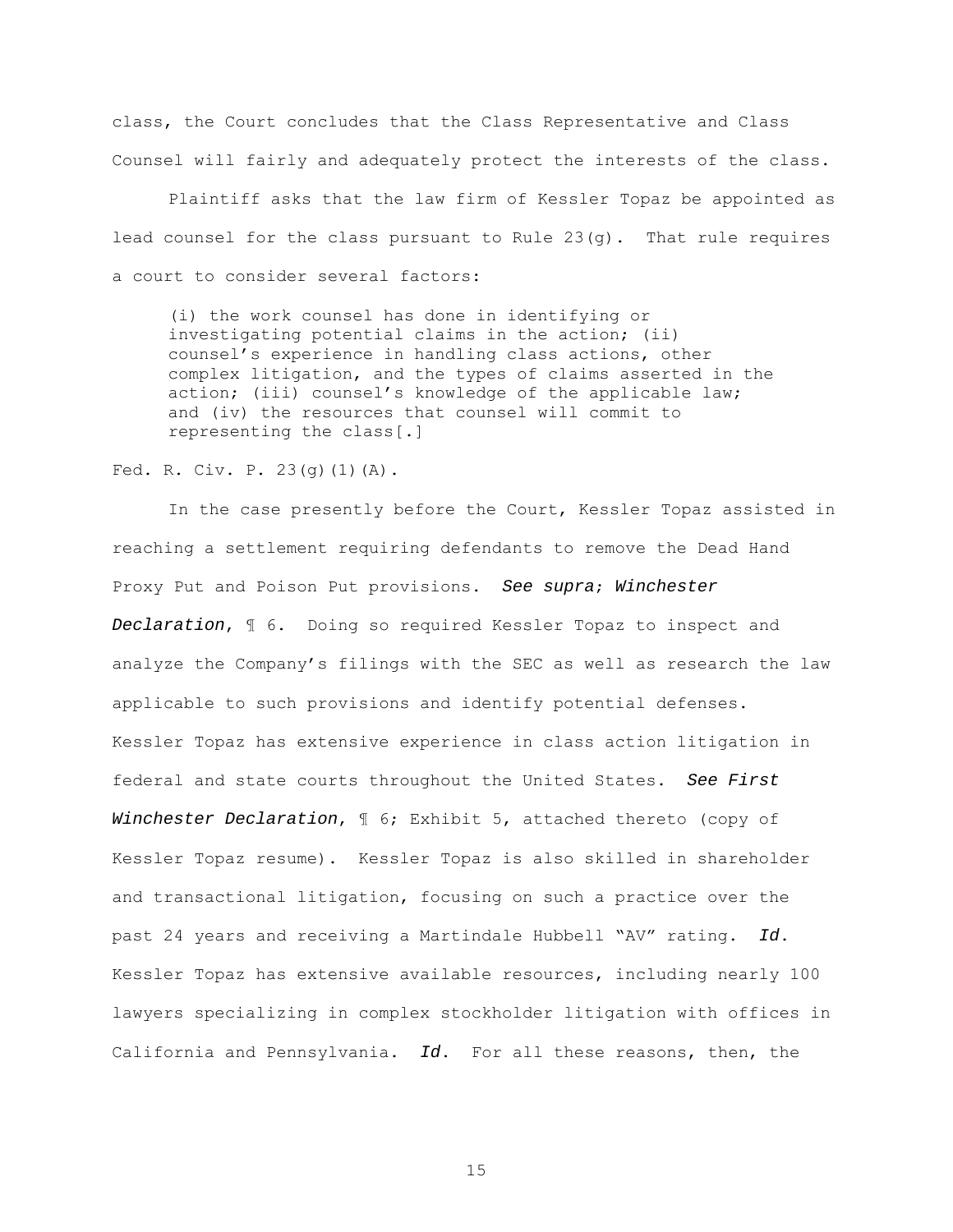class, the Court concludes that the Class Representative and Class Counsel will fairly and adequately protect the interests of the class.

Plaintiff asks that the law firm of Kessler Topaz be appointed as lead counsel for the class pursuant to Rule 23(g). That rule requires a court to consider several factors:

> (i) the work counsel has done in identifying or investigating potential claims in the action; (ii) counsel's experience in handling class actions, other complex litigation, and the types of claims asserted in the action; (iii) counsel's knowledge of the applicable law; and (iv) the resources that counsel will commit to representing the class[.]

Fed. R. Civ. P. 23(g)(1)(A).

In the case presently before the Court, Kessler Topaz assisted in reaching a settlement requiring defendants to remove the Dead Hand Proxy Put and Poison Put provisions. ***See supra*; *Winchester Declaration***, ¶ 6. Doing so required Kessler Topaz to inspect and analyze the Company's filings with the SEC as well as research the law applicable to such provisions and identify potential defenses. Kessler Topaz has extensive experience in class action litigation in federal and state courts throughout the United States. ***See First Winchester Declaration***, ¶ 6; Exhibit 5, attached thereto (copy of Kessler Topaz resume). Kessler Topaz is also skilled in shareholder and transactional litigation, focusing on such a practice over the past 24 years and receiving a Martindale Hubbell "AV" rating. ***Id.*** Kessler Topaz has extensive available resources, including nearly 100 lawyers specializing in complex stockholder litigation with offices in California and Pennsylvania. ***Id.*** For all these reasons, then, the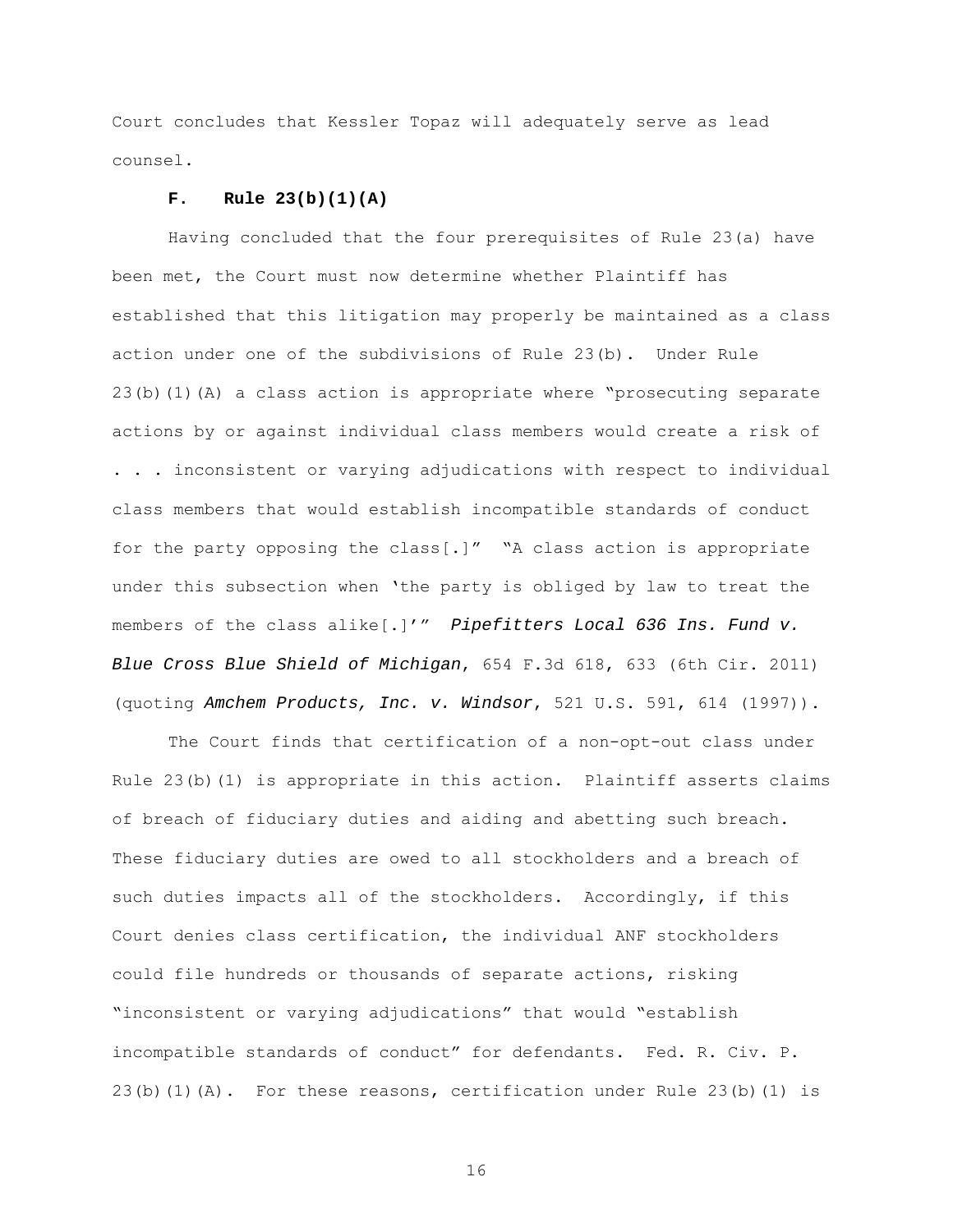Court concludes that Kessler Topaz will adequately serve as lead counsel.

### F. Rule 23(b)(1)(A)

Having concluded that the four prerequisites of Rule 23(a) have been met, the Court must now determine whether Plaintiff has established that this litigation may properly be maintained as a class action under one of the subdivisions of Rule 23(b). Under Rule 23(b)(1)(A) a class action is appropriate where "prosecuting separate actions by or against individual class members would create a risk of . . . inconsistent or varying adjudications with respect to individual class members that would establish incompatible standards of conduct for the party opposing the class[.]" "A class action is appropriate under this subsection when 'the party is obliged by law to treat the members of the class alike[.]'" ***Pipefitters Local 636 Ins. Fund v. Blue Cross Blue Shield of Michigan***, 654 F.3d 618, 633 (6th Cir. 2011) (quoting ***Amchem Products, Inc. v. Windsor***, 521 U.S. 591, 614 (1997)).

The Court finds that certification of a non-opt-out class under Rule 23(b)(1) is appropriate in this action. Plaintiff asserts claims of breach of fiduciary duties and aiding and abetting such breach. These fiduciary duties are owed to all stockholders and a breach of such duties impacts all of the stockholders. Accordingly, if this Court denies class certification, the individual ANF stockholders could file hundreds or thousands of separate actions, risking "inconsistent or varying adjudications" that would "establish incompatible standards of conduct" for defendants. Fed. R. Civ. P. 23(b)(1)(A). For these reasons, certification under Rule 23(b)(1) is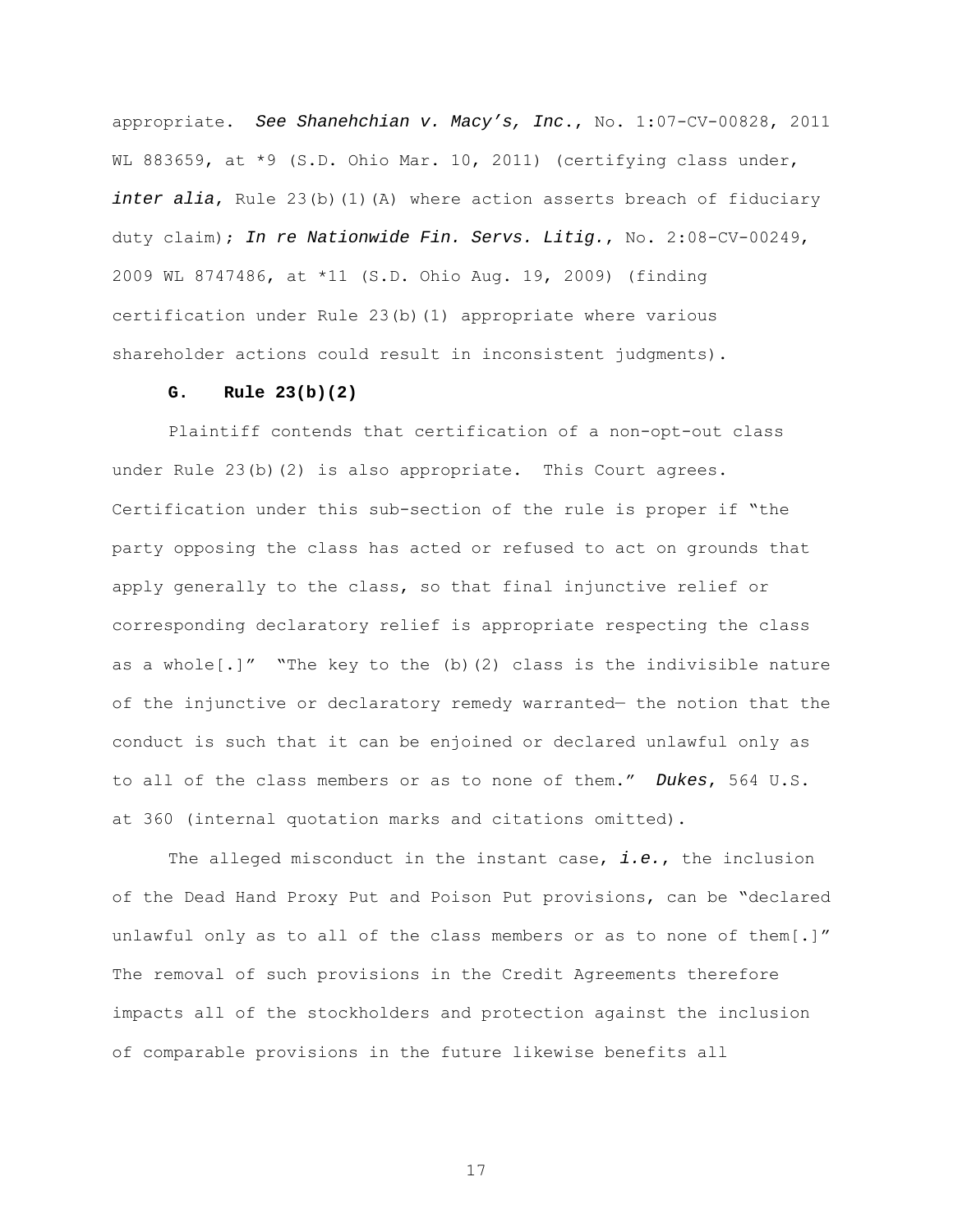appropriate. *See Shanehchian v. Macy's, Inc.*, No. 1:07-CV-00828, 2011 WL 883659, at *9 (S.D. Ohio Mar. 10, 2011) (certifying class under, *inter alia*, Rule 23(b)(1)(A) where action asserts breach of fiduciary duty claim); *In re Nationwide Fin. Servs. Litig.*, No. 2:08-CV-00249, 2009 WL 8747486, at *11 (S.D. Ohio Aug. 19, 2009) (finding certification under Rule 23(b)(1) appropriate where various shareholder actions could result in inconsistent judgments).

### G. Rule 23(b)(2)

Plaintiff contends that certification of a non-opt-out class under Rule 23(b)(2) is also appropriate. This Court agrees. Certification under this sub-section of the rule is proper if "the party opposing the class has acted or refused to act on grounds that apply generally to the class, so that final injunctive relief or corresponding declaratory relief is appropriate respecting the class as a whole[.]" "The key to the (b)(2) class is the indivisible nature of the injunctive or declaratory remedy warranted— the notion that the conduct is such that it can be enjoined or declared unlawful only as to all of the class members or as to none of them." *Dukes*, 564 U.S. at 360 (internal quotation marks and citations omitted).

The alleged misconduct in the instant case, *i.e.*, the inclusion of the Dead Hand Proxy Put and Poison Put provisions, can be "declared unlawful only as to all of the class members or as to none of them[.]" The removal of such provisions in the Credit Agreements therefore impacts all of the stockholders and protection against the inclusion of comparable provisions in the future likewise benefits all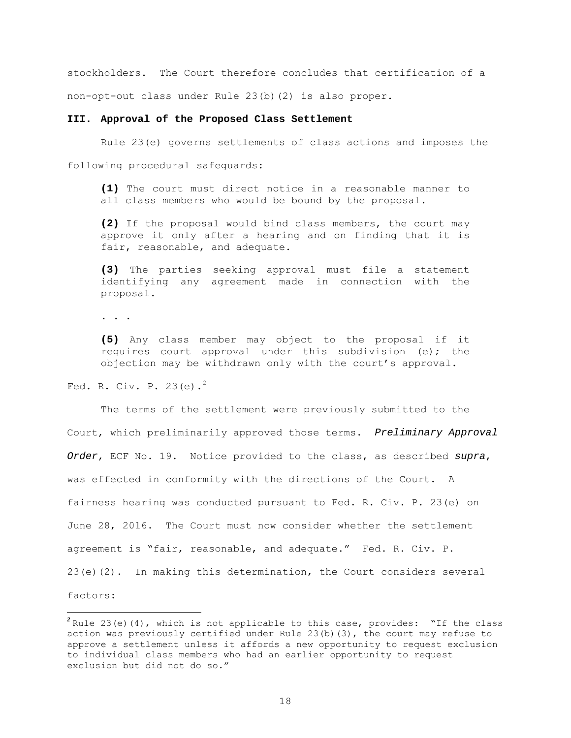stockholders. The Court therefore concludes that certification of a non-opt-out class under Rule 23(b)(2) is also proper.

### III. Approval of the Proposed Class Settlement

Rule 23(e) governs settlements of class actions and imposes the following procedural safeguards:

> **(1)** The court must direct notice in a reasonable manner to all class members who would be bound by the proposal.
>
> **(2)** If the proposal would bind class members, the court may approve it only after a hearing and on finding that it is fair, reasonable, and adequate.
>
> **(3)** The parties seeking approval must file a statement identifying any agreement made in connection with the proposal.
>
> **. . .**
>
> **(5)** Any class member may object to the proposal if it requires court approval under this subdivision (e); the objection may be withdrawn only with the court's approval.

Fed. R. Civ. P. 23(e).[2]

The terms of the settlement were previously submitted to the Court, which preliminarily approved those terms. *Preliminary Approval Order*, ECF No. 19. Notice provided to the class, as described *supra*, was effected in conformity with the directions of the Court. A fairness hearing was conducted pursuant to Fed. R. Civ. P. 23(e) on June 28, 2016. The Court must now consider whether the settlement agreement is "fair, reasonable, and adequate." Fed. R. Civ. P. 23(e)(2). In making this determination, the Court considers several factors:

---

[2] Rule 23(e)(4), which is not applicable to this case, provides: "If the class action was previously certified under Rule 23(b)(3), the court may refuse to approve a settlement unless it affords a new opportunity to request exclusion to individual class members who had an earlier opportunity to request exclusion but did not do so."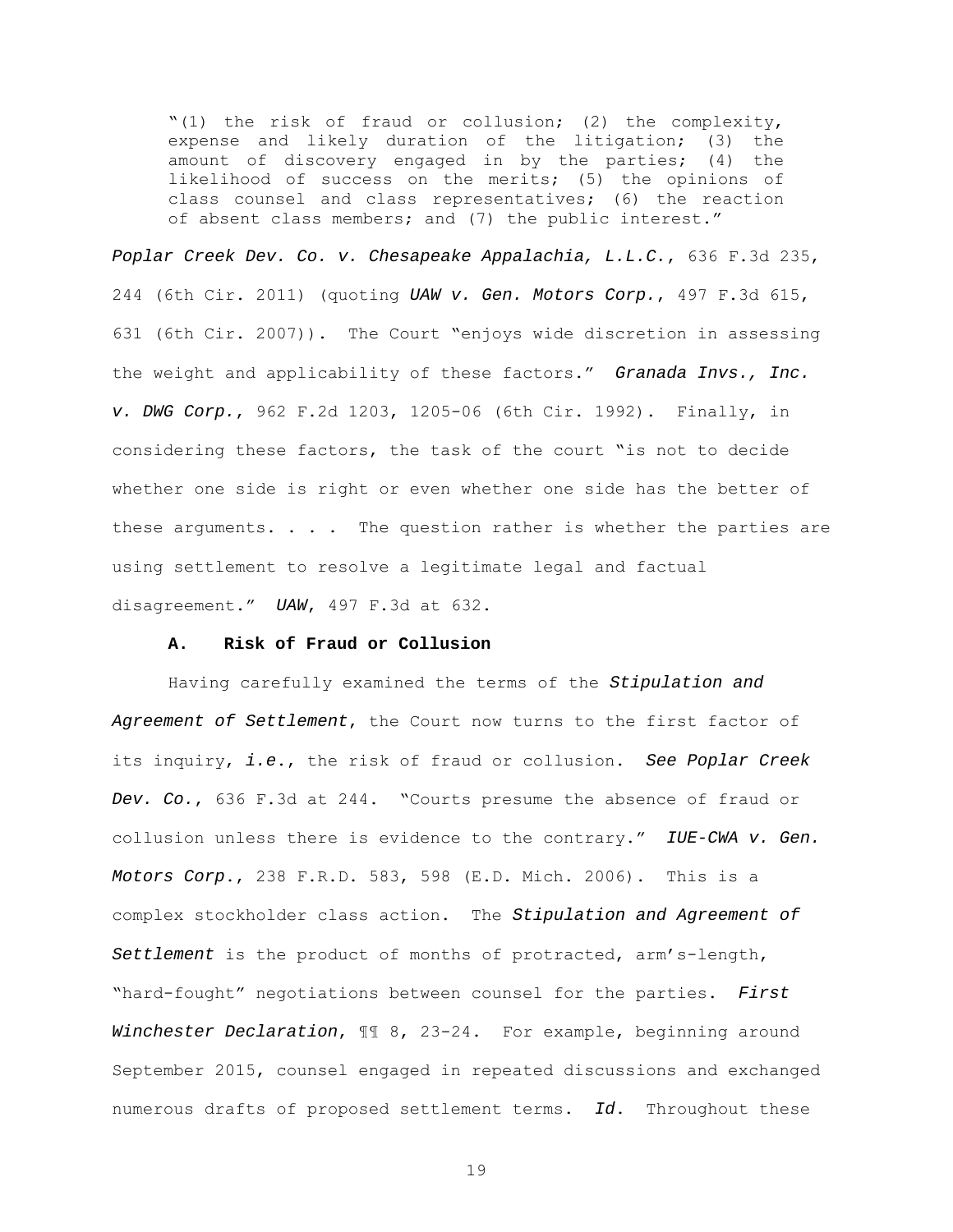> "(1) the risk of fraud or collusion; (2) the complexity, expense and likely duration of the litigation; (3) the amount of discovery engaged in by the parties; (4) the likelihood of success on the merits; (5) the opinions of class counsel and class representatives; (6) the reaction of absent class members; and (7) the public interest."

*Poplar Creek Dev. Co. v. Chesapeake Appalachia, L.L.C.*, 636 F.3d 235, 244 (6th Cir. 2011) (quoting *UAW v. Gen. Motors Corp.*, 497 F.3d 615, 631 (6th Cir. 2007)). The Court "enjoys wide discretion in assessing the weight and applicability of these factors." *Granada Invs., Inc. v. DWG Corp.*, 962 F.2d 1203, 1205-06 (6th Cir. 1992). Finally, in considering these factors, the task of the court "is not to decide whether one side is right or even whether one side has the better of these arguments. . . . The question rather is whether the parties are using settlement to resolve a legitimate legal and factual disagreement." *UAW*, 497 F.3d at 632.

### A. Risk of Fraud or Collusion

Having carefully examined the terms of the *Stipulation and Agreement of Settlement*, the Court now turns to the first factor of its inquiry, *i.e.*, the risk of fraud or collusion. *See Poplar Creek Dev. Co.*, 636 F.3d at 244. "Courts presume the absence of fraud or collusion unless there is evidence to the contrary." *IUE-CWA v. Gen. Motors Corp.*, 238 F.R.D. 583, 598 (E.D. Mich. 2006). This is a complex stockholder class action. The *Stipulation and Agreement of Settlement* is the product of months of protracted, arm's-length, "hard-fought" negotiations between counsel for the parties. *First Winchester Declaration*, ¶¶ 8, 23-24. For example, beginning around September 2015, counsel engaged in repeated discussions and exchanged numerous drafts of proposed settlement terms. *Id.* Throughout these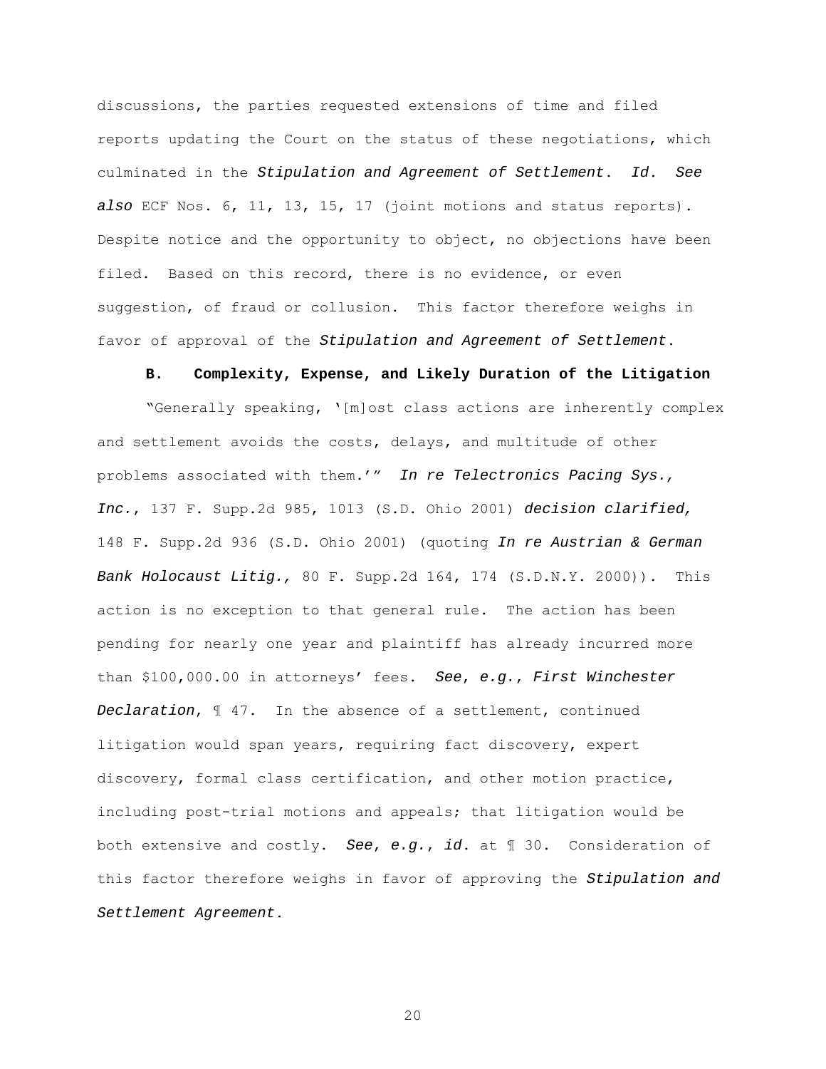discussions, the parties requested extensions of time and filed reports updating the Court on the status of these negotiations, which culminated in the *Stipulation and Agreement of Settlement*. *Id*. ***See also*** ECF Nos. 6, 11, 13, 15, 17 (joint motions and status reports). Despite notice and the opportunity to object, no objections have been filed. Based on this record, there is no evidence, or even suggestion, of fraud or collusion. This factor therefore weighs in favor of approval of the *Stipulation and Agreement of Settlement*.

**B. Complexity, Expense, and Likely Duration of the Litigation**

"Generally speaking, '[m]ost class actions are inherently complex and settlement avoids the costs, delays, and multitude of other problems associated with them.'" *In re Telectronics Pacing Sys., Inc.*, 137 F. Supp.2d 985, 1013 (S.D. Ohio 2001) *decision clarified,* 148 F. Supp.2d 936 (S.D. Ohio 2001) (quoting *In re Austrian & German Bank Holocaust Litig.,* 80 F. Supp.2d 164, 174 (S.D.N.Y. 2000)). This action is no exception to that general rule. The action has been pending for nearly one year and plaintiff has already incurred more than $100,000.00 in attorneys' fees. *See*, *e.g.*, *First Winchester Declaration*, ¶ 47. In the absence of a settlement, continued litigation would span years, requiring fact discovery, expert discovery, formal class certification, and other motion practice, including post-trial motions and appeals; that litigation would be both extensive and costly. ***See, e.g., id.*** at ¶ 30. Consideration of this factor therefore weighs in favor of approving the ***Stipulation and*** *Settlement Agreement*.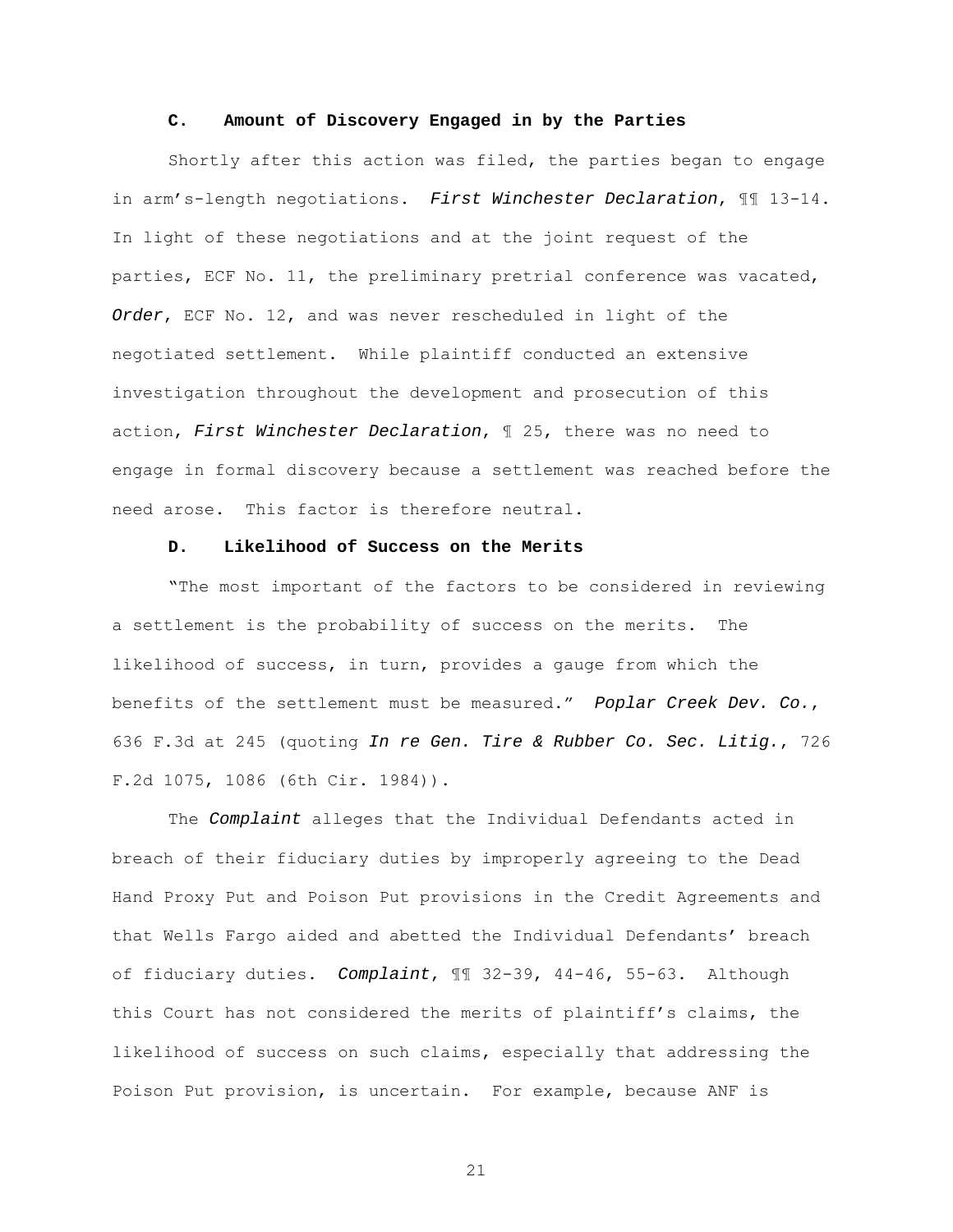### C. Amount of Discovery Engaged in by the Parties

Shortly after this action was filed, the parties began to engage in arm's-length negotiations. *First Winchester Declaration*, ¶¶ 13-14. In light of these negotiations and at the joint request of the parties, ECF No. 11, the preliminary pretrial conference was vacated, *Order*, ECF No. 12, and was never rescheduled in light of the negotiated settlement. While plaintiff conducted an extensive investigation throughout the development and prosecution of this action, *First Winchester Declaration*, ¶ 25, there was no need to engage in formal discovery because a settlement was reached before the need arose. This factor is therefore neutral.

### D. Likelihood of Success on the Merits

"The most important of the factors to be considered in reviewing a settlement is the probability of success on the merits. The likelihood of success, in turn, provides a gauge from which the benefits of the settlement must be measured." *Poplar Creek Dev. Co.*, 636 F.3d at 245 (quoting *In re Gen. Tire & Rubber Co. Sec. Litig.*, 726 F.2d 1075, 1086 (6th Cir. 1984)).

The *Complaint* alleges that the Individual Defendants acted in breach of their fiduciary duties by improperly agreeing to the Dead Hand Proxy Put and Poison Put provisions in the Credit Agreements and that Wells Fargo aided and abetted the Individual Defendants' breach of fiduciary duties. *Complaint*, ¶¶ 32-39, 44-46, 55-63. Although this Court has not considered the merits of plaintiff's claims, the likelihood of success on such claims, especially that addressing the Poison Put provision, is uncertain. For example, because ANF is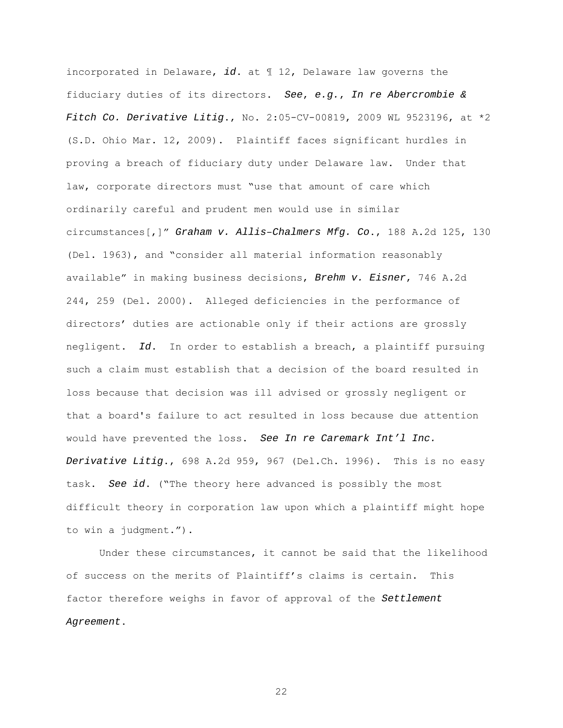incorporated in Delaware, *id.* at ¶ 12, Delaware law governs the fiduciary duties of its directors. *See, e.g.*, *In re Abercrombie & Fitch Co. Derivative Litig.*, No. 2:05-CV-00819, 2009 WL 9523196, at *2 (S.D. Ohio Mar. 12, 2009). Plaintiff faces significant hurdles in proving a breach of fiduciary duty under Delaware law. Under that law, corporate directors must "use that amount of care which ordinarily careful and prudent men would use in similar circumstances[,]" *Graham v. Allis–Chalmers Mfg. Co.*, 188 A.2d 125, 130 (Del. 1963), and "consider all material information reasonably available" in making business decisions, *Brehm v. Eisner*, 746 A.2d 244, 259 (Del. 2000). Alleged deficiencies in the performance of directors' duties are actionable only if their actions are grossly negligent. *Id.* In order to establish a breach, a plaintiff pursuing such a claim must establish that a decision of the board resulted in loss because that decision was ill advised or grossly negligent or that a board's failure to act resulted in loss because due attention would have prevented the loss. *See In re Caremark Int'l Inc. Derivative Litig.*, 698 A.2d 959, 967 (Del.Ch. 1996). This is no easy task. *See id.* ("The theory here advanced is possibly the most difficult theory in corporation law upon which a plaintiff might hope to win a judgment.").

Under these circumstances, it cannot be said that the likelihood of success on the merits of Plaintiff's claims is certain. This factor therefore weighs in favor of approval of the *Settlement Agreement*.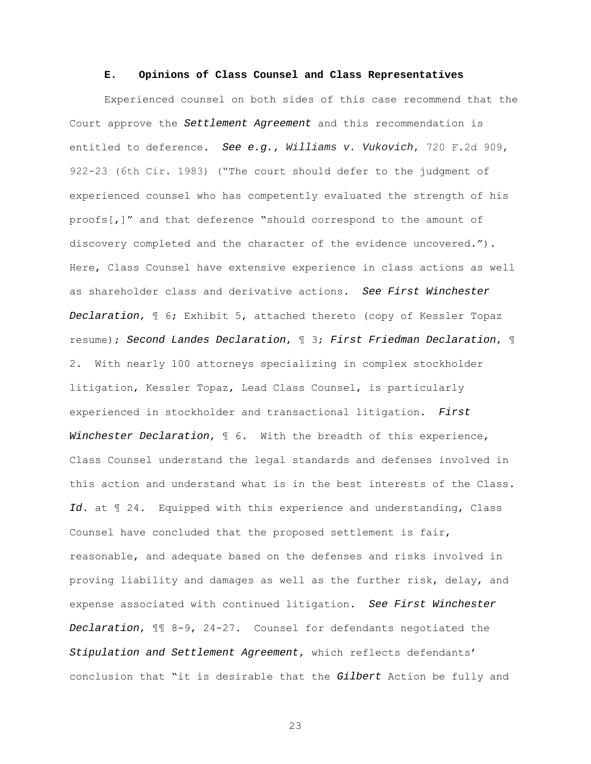### E. Opinions of Class Counsel and Class Representatives

Experienced counsel on both sides of this case recommend that the Court approve the ***Settlement Agreement*** and this recommendation is entitled to deference. ***See e.g.***, ***Williams v. Vukovich***, 720 F.2d 909, 922-23 (6th Cir. 1983) ("The court should defer to the judgment of experienced counsel who has competently evaluated the strength of his proofs[,]" and that deference "should correspond to the amount of discovery completed and the character of the evidence uncovered."). Here, Class Counsel have extensive experience in class actions as well as shareholder class and derivative actions. ***See First Winchester Declaration***, ¶ 6; Exhibit 5, attached thereto (copy of Kessler Topaz resume); ***Second Landes Declaration***, ¶ 3; ***First Friedman Declaration***, ¶ 2. With nearly 100 attorneys specializing in complex stockholder litigation, Kessler Topaz, Lead Class Counsel, is particularly experienced in stockholder and transactional litigation. ***First Winchester Declaration***, ¶ 6. With the breadth of this experience, Class Counsel understand the legal standards and defenses involved in this action and understand what is in the best interests of the Class. ***Id***. at ¶ 24. Equipped with this experience and understanding, Class Counsel have concluded that the proposed settlement is fair, reasonable, and adequate based on the defenses and risks involved in proving liability and damages as well as the further risk, delay, and expense associated with continued litigation. ***See First Winchester Declaration***, ¶¶ 8-9, 24-27. Counsel for defendants negotiated the ***Stipulation and Settlement Agreement***, which reflects defendants' conclusion that "it is desirable that the ***Gilbert*** Action be fully and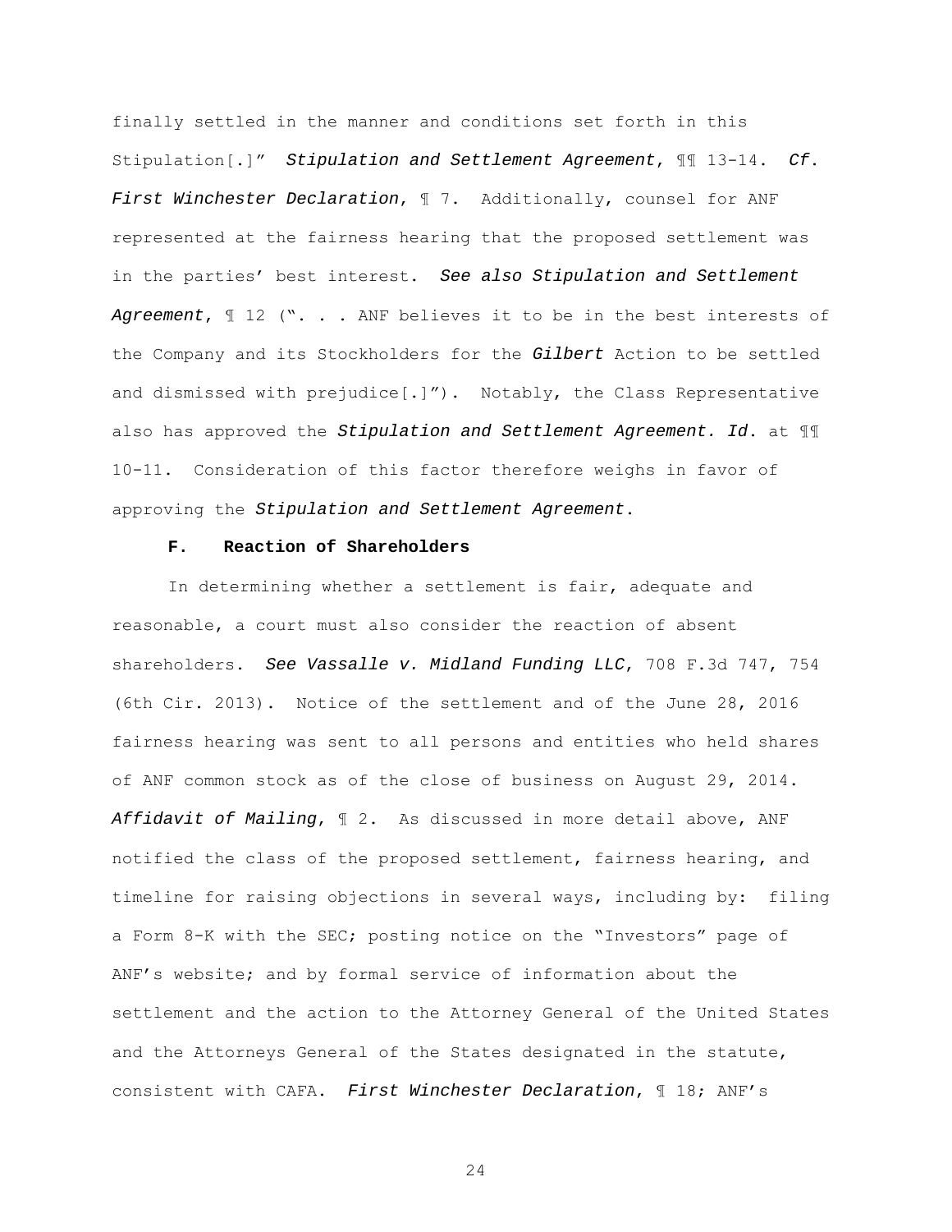finally settled in the manner and conditions set forth in this Stipulation[.]" *Stipulation and Settlement Agreement*, ¶¶ 13-14. *Cf. First Winchester Declaration*, ¶ 7. Additionally, counsel for ANF represented at the fairness hearing that the proposed settlement was in the parties' best interest. *See also Stipulation and Settlement Agreement*, ¶ 12 (". . . ANF believes it to be in the best interests of the Company and its Stockholders for the *Gilbert* Action to be settled and dismissed with prejudice[.]"). Notably, the Class Representative also has approved the *Stipulation and Settlement Agreement. Id.* at ¶¶ 10-11. Consideration of this factor therefore weighs in favor of approving the *Stipulation and Settlement Agreement*.

### F. Reaction of Shareholders

In determining whether a settlement is fair, adequate and reasonable, a court must also consider the reaction of absent shareholders. *See Vassalle v. Midland Funding LLC*, 708 F.3d 747, 754 (6th Cir. 2013). Notice of the settlement and of the June 28, 2016 fairness hearing was sent to all persons and entities who held shares of ANF common stock as of the close of business on August 29, 2014. *Affidavit of Mailing*, ¶ 2. As discussed in more detail above, ANF notified the class of the proposed settlement, fairness hearing, and timeline for raising objections in several ways, including by: filing a Form 8-K with the SEC; posting notice on the "Investors" page of ANF's website; and by formal service of information about the settlement and the action to the Attorney General of the United States and the Attorneys General of the States designated in the statute, consistent with CAFA. *First Winchester Declaration*, ¶ 18; ANF's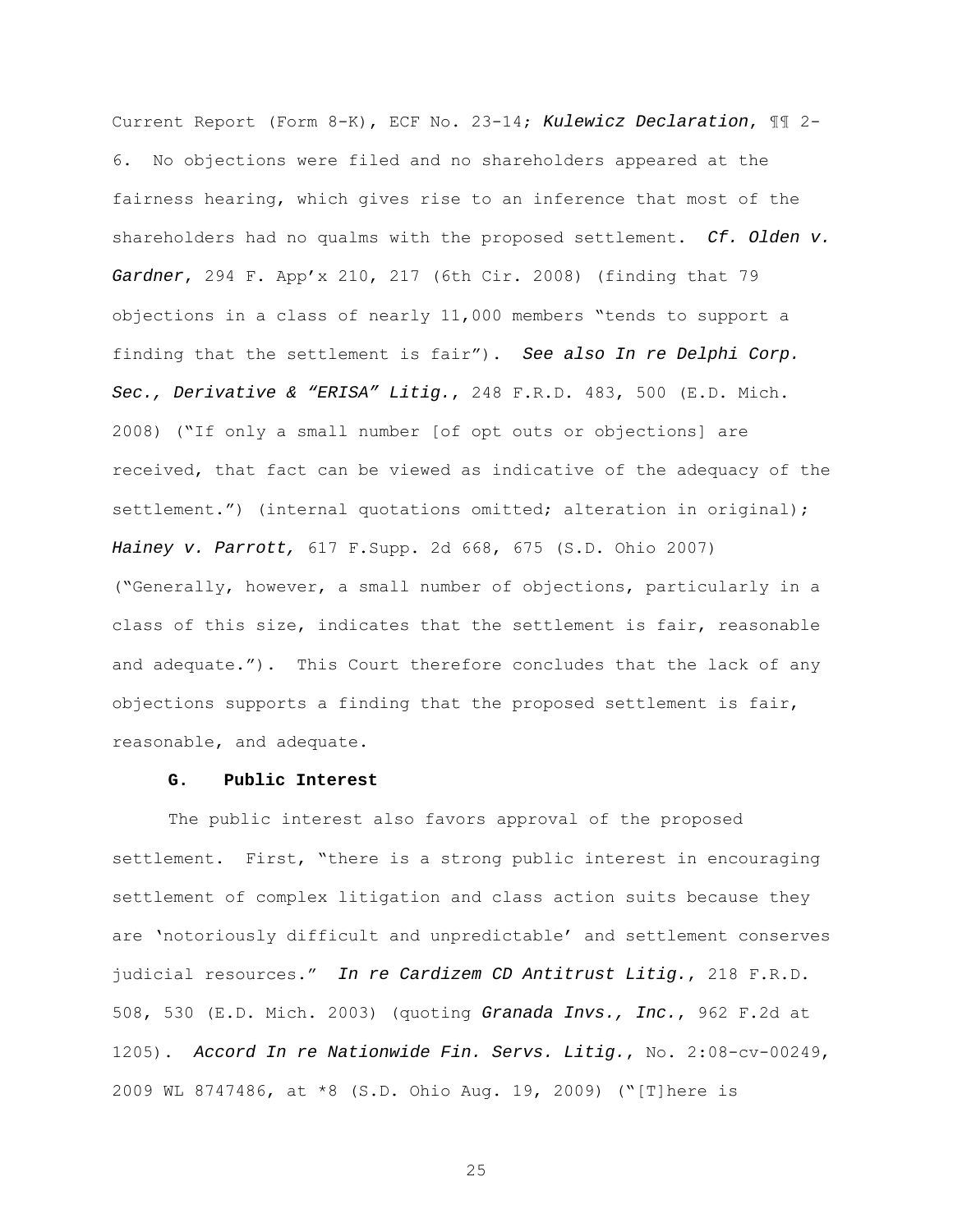Current Report (Form 8-K), ECF No. 23-14; *Kulewicz Declaration*, ¶¶ 2-6. No objections were filed and no shareholders appeared at the fairness hearing, which gives rise to an inference that most of the shareholders had no qualms with the proposed settlement. *Cf. Olden v. Gardner*, 294 F. App'x 210, 217 (6th Cir. 2008) (finding that 79 objections in a class of nearly 11,000 members "tends to support a finding that the settlement is fair"). *See also In re Delphi Corp. Sec., Derivative & "ERISA" Litig.*, 248 F.R.D. 483, 500 (E.D. Mich. 2008) ("If only a small number [of opt outs or objections] are received, that fact can be viewed as indicative of the adequacy of the settlement.") (internal quotations omitted; alteration in original); *Hainey v. Parrott,* 617 F.Supp. 2d 668, 675 (S.D. Ohio 2007) ("Generally, however, a small number of objections, particularly in a class of this size, indicates that the settlement is fair, reasonable and adequate."). This Court therefore concludes that the lack of any objections supports a finding that the proposed settlement is fair, reasonable, and adequate.

### G. Public Interest

The public interest also favors approval of the proposed settlement. First, "there is a strong public interest in encouraging settlement of complex litigation and class action suits because they are 'notoriously difficult and unpredictable' and settlement conserves judicial resources." *In re Cardizem CD Antitrust Litig.*, 218 F.R.D. 508, 530 (E.D. Mich. 2003) (quoting *Granada Invs., Inc.*, 962 F.2d at 1205). *Accord In re Nationwide Fin. Servs. Litig.*, No. 2:08-cv-00249, 2009 WL 8747486, at *8 (S.D. Ohio Aug. 19, 2009) ("[T]here is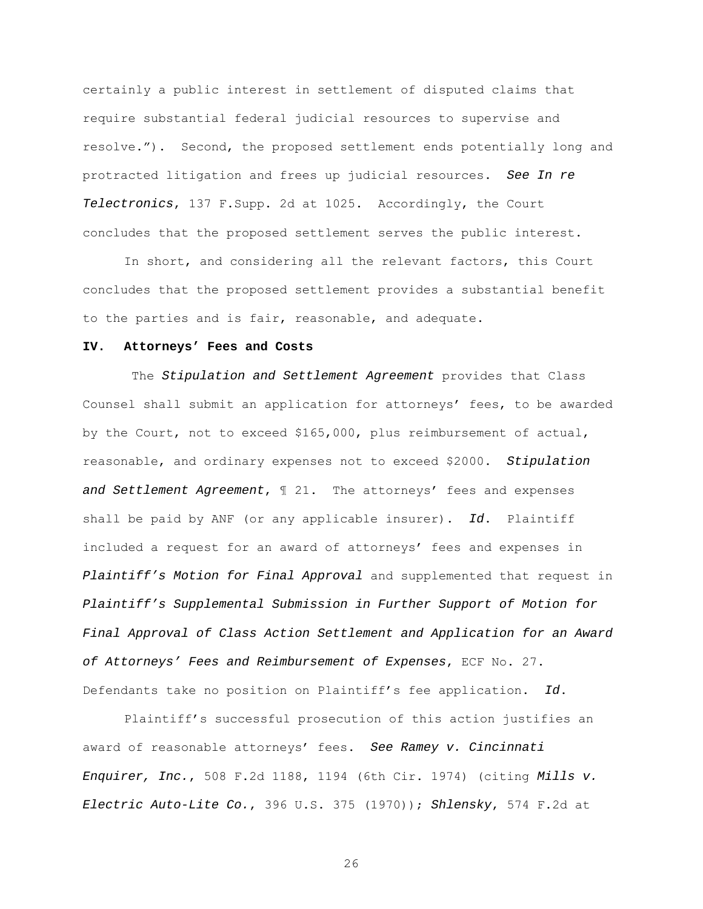certainly a public interest in settlement of disputed claims that require substantial federal judicial resources to supervise and resolve."). Second, the proposed settlement ends potentially long and protracted litigation and frees up judicial resources. *See In re Telectronics*, 137 F.Supp. 2d at 1025. Accordingly, the Court concludes that the proposed settlement serves the public interest.

In short, and considering all the relevant factors, this Court concludes that the proposed settlement provides a substantial benefit to the parties and is fair, reasonable, and adequate.

## IV. Attorneys' Fees and Costs

The *Stipulation and Settlement Agreement* provides that Class Counsel shall submit an application for attorneys' fees, to be awarded by the Court, not to exceed $165,000, plus reimbursement of actual, reasonable, and ordinary expenses not to exceed $2000. *Stipulation and Settlement Agreement*, ¶ 21. The attorneys' fees and expenses shall be paid by ANF (or any applicable insurer). *Id.* Plaintiff included a request for an award of attorneys' fees and expenses in *Plaintiff's Motion for Final Approval* and supplemented that request in *Plaintiff's Supplemental Submission in Further Support of Motion for Final Approval of Class Action Settlement and Application for an Award of Attorneys' Fees and Reimbursement of Expenses*, ECF No. 27. Defendants take no position on Plaintiff's fee application. *Id.*

Plaintiff's successful prosecution of this action justifies an award of reasonable attorneys' fees. *See Ramey v. Cincinnati Enquirer, Inc.*, 508 F.2d 1188, 1194 (6th Cir. 1974) (citing *Mills v. Electric Auto-Lite Co.*, 396 U.S. 375 (1970)); *Shlensky*, 574 F.2d at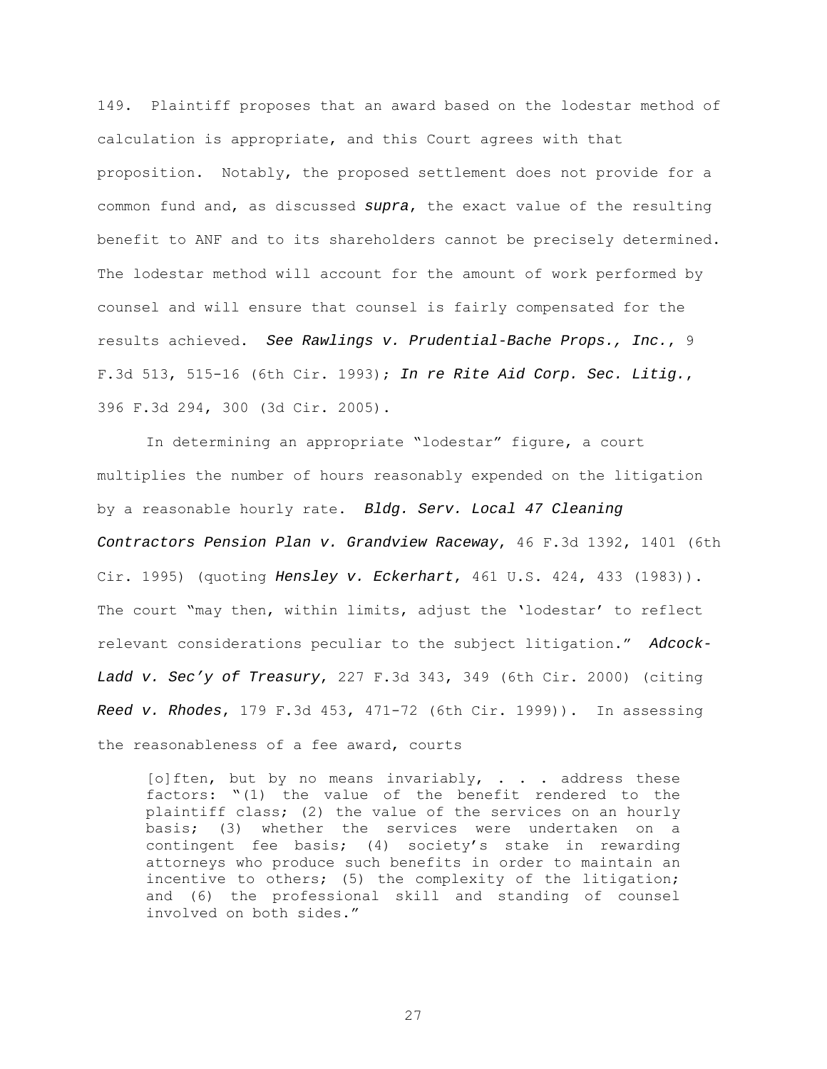149. Plaintiff proposes that an award based on the lodestar method of calculation is appropriate, and this Court agrees with that proposition. Notably, the proposed settlement does not provide for a common fund and, as discussed *supra*, the exact value of the resulting benefit to ANF and to its shareholders cannot be precisely determined. The lodestar method will account for the amount of work performed by counsel and will ensure that counsel is fairly compensated for the results achieved. *See Rawlings v. Prudential-Bache Props., Inc.*, 9 F.3d 513, 515-16 (6th Cir. 1993); *In re Rite Aid Corp. Sec. Litig.*, 396 F.3d 294, 300 (3d Cir. 2005).

In determining an appropriate "lodestar" figure, a court multiplies the number of hours reasonably expended on the litigation by a reasonable hourly rate. *Bldg. Serv. Local 47 Cleaning Contractors Pension Plan v. Grandview Raceway*, 46 F.3d 1392, 1401 (6th Cir. 1995) (quoting *Hensley v. Eckerhart*, 461 U.S. 424, 433 (1983)). The court "may then, within limits, adjust the 'lodestar' to reflect relevant considerations peculiar to the subject litigation." *Adcock-Ladd v. Sec'y of Treasury*, 227 F.3d 343, 349 (6th Cir. 2000) (citing *Reed v. Rhodes*, 179 F.3d 453, 471-72 (6th Cir. 1999)). In assessing the reasonableness of a fee award, courts

> [o]ften, but by no means invariably, . . . address these factors: "(1) the value of the benefit rendered to the plaintiff class; (2) the value of the services on an hourly basis; (3) whether the services were undertaken on a contingent fee basis; (4) society's stake in rewarding attorneys who produce such benefits in order to maintain an incentive to others; (5) the complexity of the litigation; and (6) the professional skill and standing of counsel involved on both sides."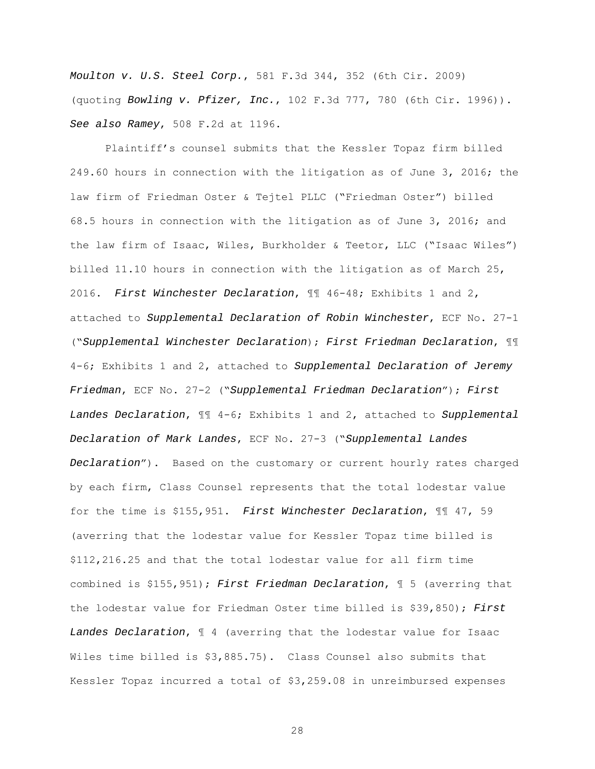*Moulton v. U.S. Steel Corp.*, 581 F.3d 344, 352 (6th Cir. 2009) (quoting *Bowling v. Pfizer, Inc.*, 102 F.3d 777, 780 (6th Cir. 1996)). *See also Ramey*, 508 F.2d at 1196.

Plaintiff's counsel submits that the Kessler Topaz firm billed 249.60 hours in connection with the litigation as of June 3, 2016; the law firm of Friedman Oster & Tejtel PLLC ("Friedman Oster") billed 68.5 hours in connection with the litigation as of June 3, 2016; and the law firm of Isaac, Wiles, Burkholder & Teetor, LLC ("Isaac Wiles") billed 11.10 hours in connection with the litigation as of March 25, 2016. *First Winchester Declaration*, ¶¶ 46-48; Exhibits 1 and 2, attached to *Supplemental Declaration of Robin Winchester*, ECF No. 27-1 ("*Supplemental Winchester Declaration*); *First Friedman Declaration*, ¶¶ 4-6; Exhibits 1 and 2, attached to *Supplemental Declaration of Jeremy Friedman*, ECF No. 27-2 ("*Supplemental Friedman Declaration*"); *First Landes Declaration*, ¶¶ 4-6; Exhibits 1 and 2, attached to *Supplemental Declaration of Mark Landes*, ECF No. 27-3 ("*Supplemental Landes Declaration*"). Based on the customary or current hourly rates charged by each firm, Class Counsel represents that the total lodestar value for the time is $155,951. *First Winchester Declaration*, ¶¶ 47, 59 (averring that the lodestar value for Kessler Topaz time billed is $112,216.25 and that the total lodestar value for all firm time combined is $155,951); *First Friedman Declaration*, ¶ 5 (averring that the lodestar value for Friedman Oster time billed is $39,850); *First Landes Declaration*, ¶ 4 (averring that the lodestar value for Isaac Wiles time billed is $3,885.75). Class Counsel also submits that Kessler Topaz incurred a total of $3,259.08 in unreimbursed expenses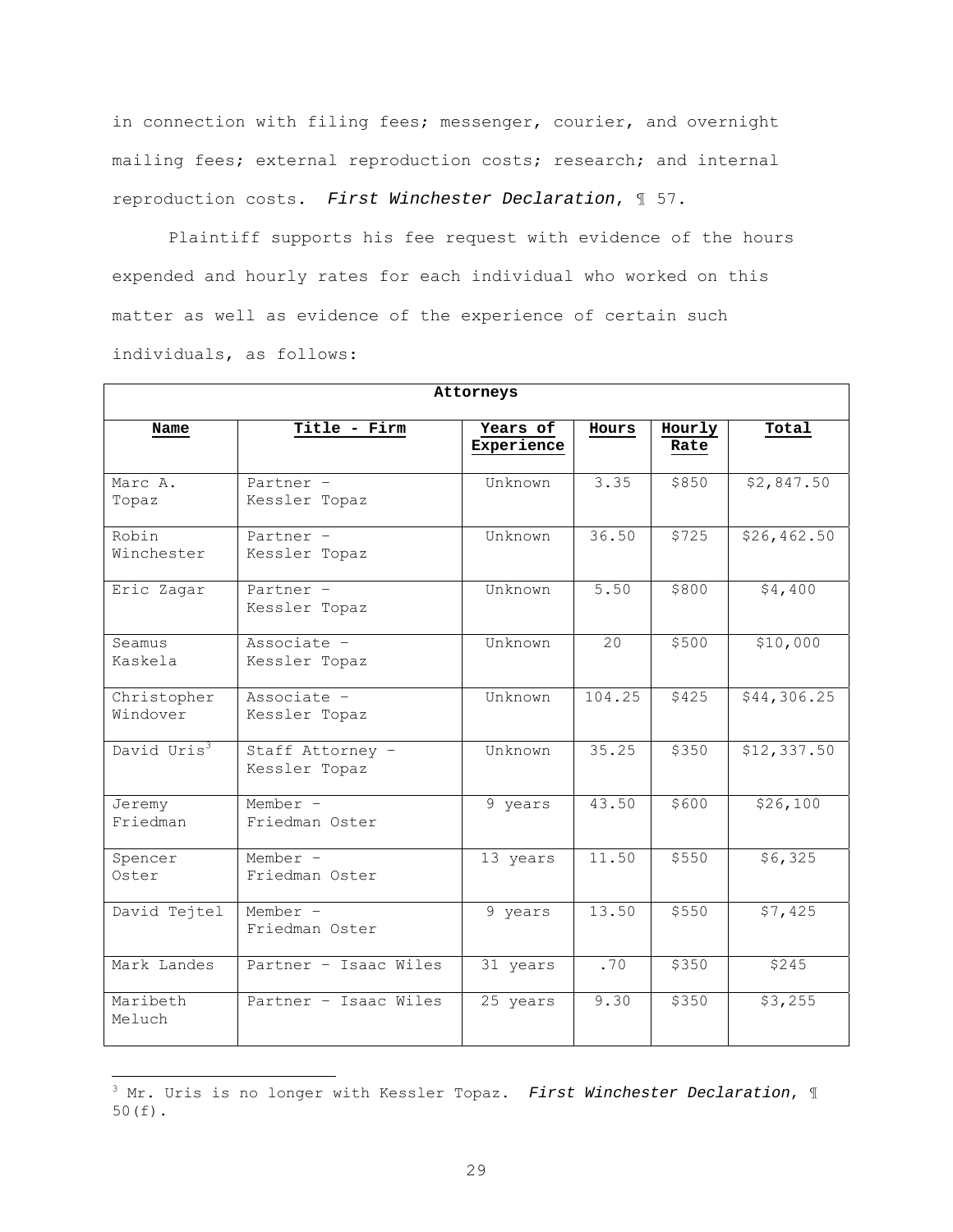in connection with filing fees; messenger, courier, and overnight mailing fees; external reproduction costs; research; and internal reproduction costs. *First Winchester Declaration*, ¶ 57.

Plaintiff supports his fee request with evidence of the hours expended and hourly rates for each individual who worked on this matter as well as evidence of the experience of certain such individuals, as follows:

| **Attorneys** | | | | | |
|---|---|---|---|---|---|
| **Name** | **Title - Firm** | **Years of Experience** | **Hours** | **Hourly Rate** | **Total** |
| Marc A. Topaz | Partner – Kessler Topaz | Unknown | 3.35 | $850 | $2,847.50 |
| Robin Winchester | Partner – Kessler Topaz | Unknown | 36.50 | $725 | $26,462.50 |
| Eric Zagar | Partner – Kessler Topaz | Unknown | 5.50 | $800 | $4,400 |
| Seamus Kaskela | Associate – Kessler Topaz | Unknown | 20 | $500 | $10,000 |
| Christopher Windover | Associate – Kessler Topaz | Unknown | 104.25 | $425 | $44,306.25 |
| David Uris[3] | Staff Attorney – Kessler Topaz | Unknown | 35.25 | $350 | $12,337.50 |
| Jeremy Friedman | Member – Friedman Oster | 9 years | 43.50 | $600 | $26,100 |
| Spencer Oster | Member – Friedman Oster | 13 years | 11.50 | $550 | $6,325 |
| David Tejtel | Member – Friedman Oster | 9 years | 13.50 | $550 | $7,425 |
| Mark Landes | Partner – Isaac Wiles | 31 years | .70 | $350 | $245 |
| Maribeth Meluch | Partner – Isaac Wiles | 25 years | 9.30 | $350 | $3,255 |

[3] Mr. Uris is no longer with Kessler Topaz. *First Winchester Declaration*, ¶ 50(f).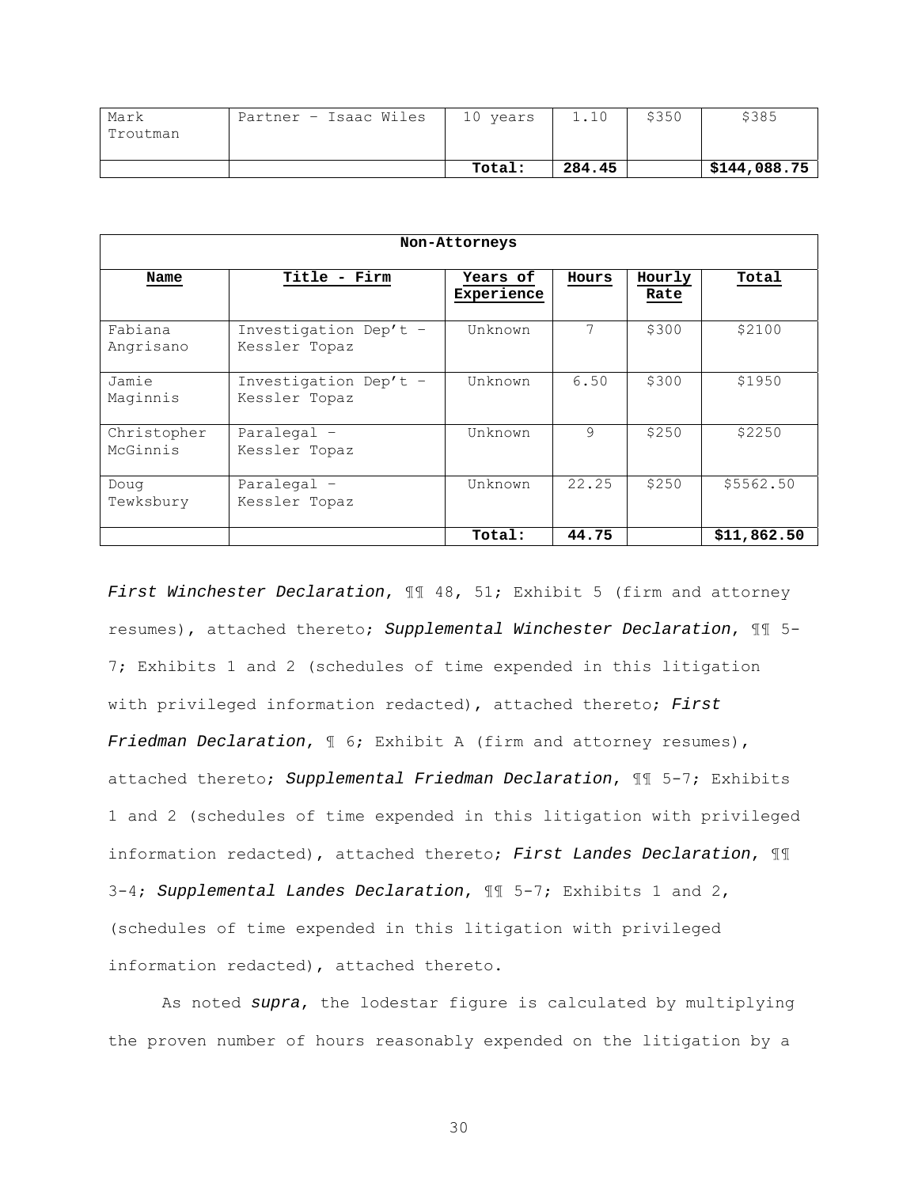| | | | | | |
|---|---|---|---|---|---|
| Mark Troutman | Partner – Isaac Wiles | 10 years | 1.10 | $350 | $385 |
| | | **Total:** | **284.45** | | **$144,088.75** |

| Non-Attorneys | | | | | |
|---|---|---|---|---|---|
| **Name** | **Title - Firm** | **Years of Experience** | **Hours** | **Hourly Rate** | **Total** |
| Fabiana Angrisano | Investigation Dep't – Kessler Topaz | Unknown | 7 | $300 | $2100 |
| Jamie Maginnis | Investigation Dep't – Kessler Topaz | Unknown | 6.50 | $300 | $1950 |
| Christopher McGinnis | Paralegal – Kessler Topaz | Unknown | 9 | $250 | $2250 |
| Doug Tewksbury | Paralegal – Kessler Topaz | Unknown | 22.25 | $250 | $5562.50 |
| | | **Total:** | **44.75** | | **$11,862.50** |

*First Winchester Declaration*, ¶¶ 48, 51; Exhibit 5 (firm and attorney resumes), attached thereto; *Supplemental Winchester Declaration*, ¶¶ 5-7; Exhibits 1 and 2 (schedules of time expended in this litigation with privileged information redacted), attached thereto; *First Friedman Declaration*, ¶ 6; Exhibit A (firm and attorney resumes), attached thereto; *Supplemental Friedman Declaration*, ¶¶ 5-7; Exhibits 1 and 2 (schedules of time expended in this litigation with privileged information redacted), attached thereto; *First Landes Declaration*, ¶¶ 3-4; *Supplemental Landes Declaration*, ¶¶ 5-7; Exhibits 1 and 2, (schedules of time expended in this litigation with privileged information redacted), attached thereto.

As noted *supra*, the lodestar figure is calculated by multiplying the proven number of hours reasonably expended on the litigation by a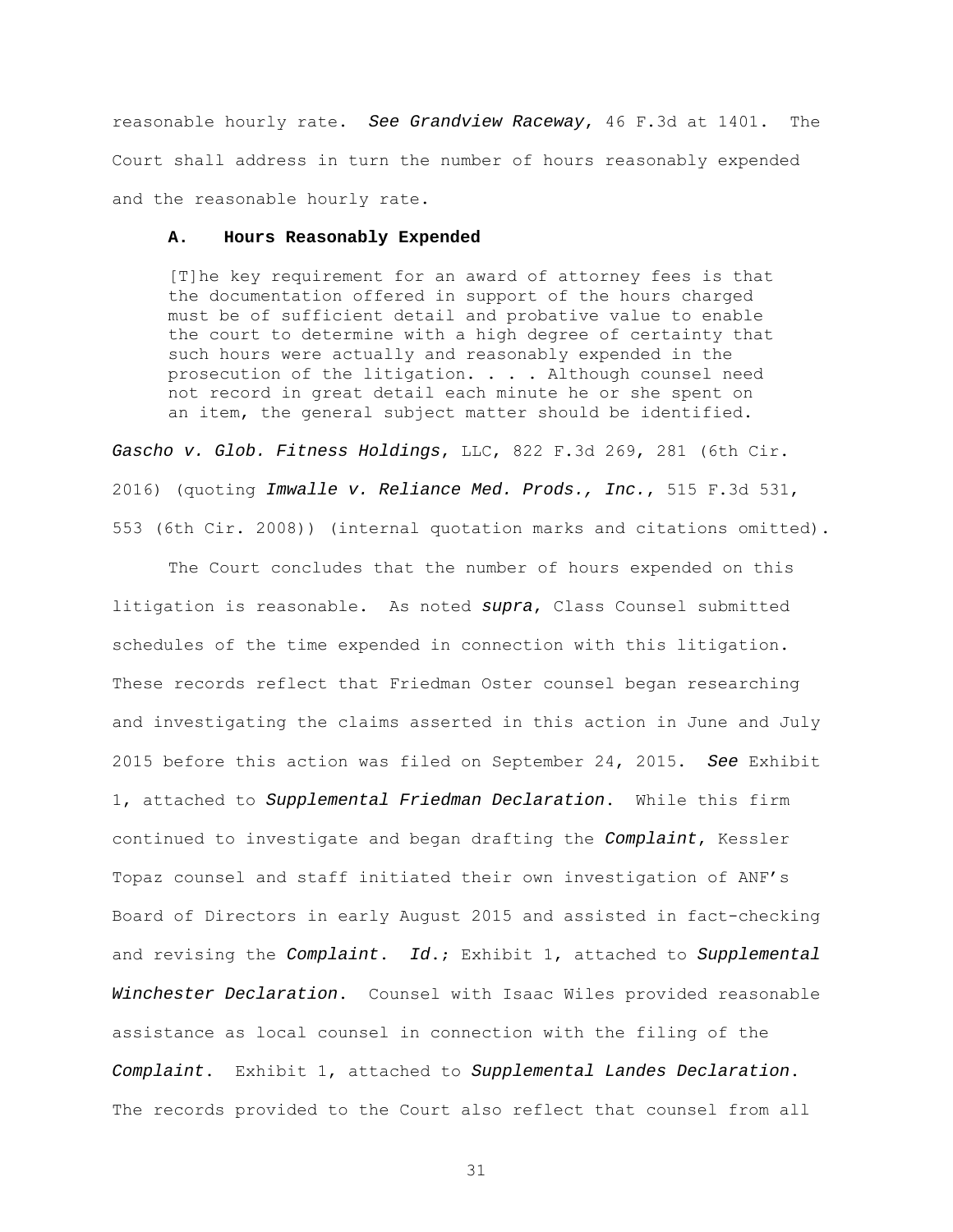reasonable hourly rate. *See Grandview Raceway*, 46 F.3d at 1401. The Court shall address in turn the number of hours reasonably expended and the reasonable hourly rate.

### A. Hours Reasonably Expended

> [T]he key requirement for an award of attorney fees is that the documentation offered in support of the hours charged must be of sufficient detail and probative value to enable the court to determine with a high degree of certainty that such hours were actually and reasonably expended in the prosecution of the litigation. . . . Although counsel need not record in great detail each minute he or she spent on an item, the general subject matter should be identified.

*Gascho v. Glob. Fitness Holdings*, LLC, 822 F.3d 269, 281 (6th Cir. 2016) (quoting *Imwalle v. Reliance Med. Prods., Inc.*, 515 F.3d 531, 553 (6th Cir. 2008)) (internal quotation marks and citations omitted).

The Court concludes that the number of hours expended on this litigation is reasonable. As noted *supra*, Class Counsel submitted schedules of the time expended in connection with this litigation. These records reflect that Friedman Oster counsel began researching and investigating the claims asserted in this action in June and July 2015 before this action was filed on September 24, 2015. *See* Exhibit 1, attached to *Supplemental Friedman Declaration*. While this firm continued to investigate and began drafting the *Complaint*, Kessler Topaz counsel and staff initiated their own investigation of ANF's Board of Directors in early August 2015 and assisted in fact-checking and revising the *Complaint*. *Id.*; Exhibit 1, attached to *Supplemental Winchester Declaration*. Counsel with Isaac Wiles provided reasonable assistance as local counsel in connection with the filing of the *Complaint*. Exhibit 1, attached to *Supplemental Landes Declaration*. The records provided to the Court also reflect that counsel from all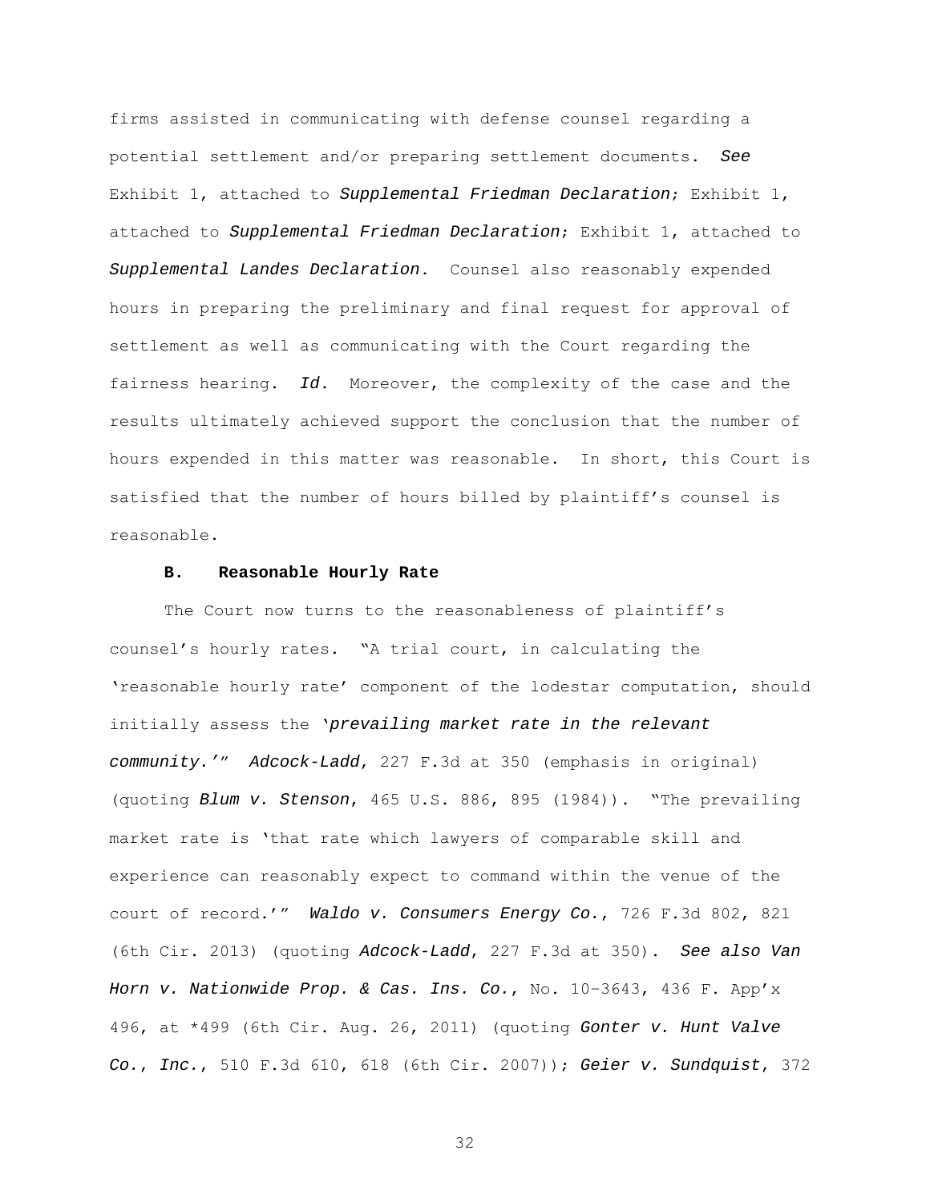firms assisted in communicating with defense counsel regarding a potential settlement and/or preparing settlement documents. *See* Exhibit 1, attached to *Supplemental Friedman Declaration*; Exhibit 1, attached to *Supplemental Friedman Declaration*; Exhibit 1, attached to *Supplemental Landes Declaration*. Counsel also reasonably expended hours in preparing the preliminary and final request for approval of settlement as well as communicating with the Court regarding the fairness hearing. *Id.* Moreover, the complexity of the case and the results ultimately achieved support the conclusion that the number of hours expended in this matter was reasonable. In short, this Court is satisfied that the number of hours billed by plaintiff's counsel is reasonable.

### B. Reasonable Hourly Rate

The Court now turns to the reasonableness of plaintiff's counsel's hourly rates. "A trial court, in calculating the 'reasonable hourly rate' component of the lodestar computation, should initially assess the '*prevailing market rate in the relevant community*.'" *Adcock-Ladd*, 227 F.3d at 350 (emphasis in original) (quoting *Blum v. Stenson*, 465 U.S. 886, 895 (1984)). "The prevailing market rate is 'that rate which lawyers of comparable skill and experience can reasonably expect to command within the venue of the court of record.'" *Waldo v. Consumers Energy Co.*, 726 F.3d 802, 821 (6th Cir. 2013) (quoting *Adcock-Ladd*, 227 F.3d at 350). *See also Van Horn v. Nationwide Prop. & Cas. Ins. Co.*, No. 10-3643, 436 F. App'x 496, at *499 (6th Cir. Aug. 26, 2011) (quoting *Gonter v. Hunt Valve Co., Inc.*, 510 F.3d 610, 618 (6th Cir. 2007)); *Geier v. Sundquist*, 372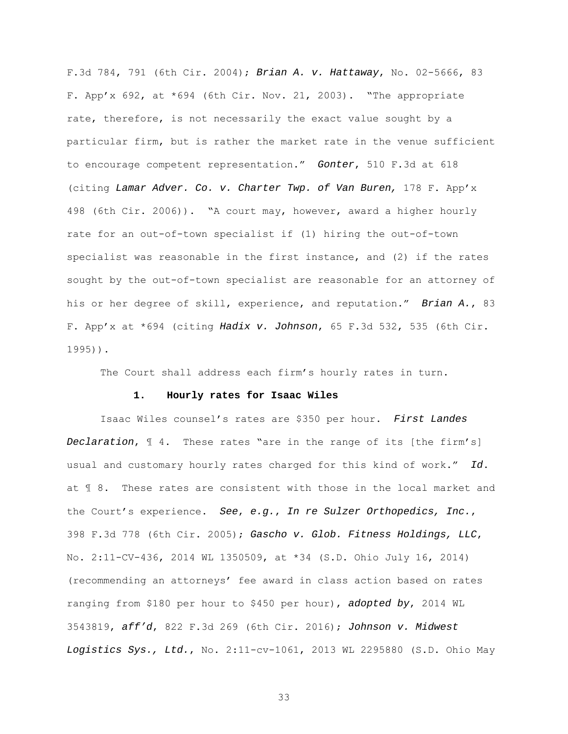F.3d 784, 791 (6th Cir. 2004); *Brian A. v. Hattaway*, No. 02-5666, 83 F. App'x 692, at *694 (6th Cir. Nov. 21, 2003). "The appropriate rate, therefore, is not necessarily the exact value sought by a particular firm, but is rather the market rate in the venue sufficient to encourage competent representation." *Gonter*, 510 F.3d at 618 (citing *Lamar Adver. Co. v. Charter Twp. of Van Buren,* 178 F. App'x 498 (6th Cir. 2006)). "A court may, however, award a higher hourly rate for an out-of-town specialist if (1) hiring the out-of-town specialist was reasonable in the first instance, and (2) if the rates sought by the out-of-town specialist are reasonable for an attorney of his or her degree of skill, experience, and reputation." *Brian A.*, 83 F. App'x at *694 (citing *Hadix v. Johnson*, 65 F.3d 532, 535 (6th Cir. 1995)).

The Court shall address each firm's hourly rates in turn.

### 1. Hourly rates for Isaac Wiles

Isaac Wiles counsel's rates are $350 per hour. *First Landes Declaration*, ¶ 4. These rates "are in the range of its [the firm's] usual and customary hourly rates charged for this kind of work." *Id.* at ¶ 8. These rates are consistent with those in the local market and the Court's experience. *See, e.g.*, *In re Sulzer Orthopedics, Inc.*, 398 F.3d 778 (6th Cir. 2005); *Gascho v. Glob. Fitness Holdings, LLC*, No. 2:11-CV-436, 2014 WL 1350509, at *34 (S.D. Ohio July 16, 2014) (recommending an attorneys' fee award in class action based on rates ranging from $180 per hour to $450 per hour), *adopted by*, 2014 WL 3543819, *aff'd*, 822 F.3d 269 (6th Cir. 2016); *Johnson v. Midwest Logistics Sys., Ltd.*, No. 2:11-cv-1061, 2013 WL 2295880 (S.D. Ohio May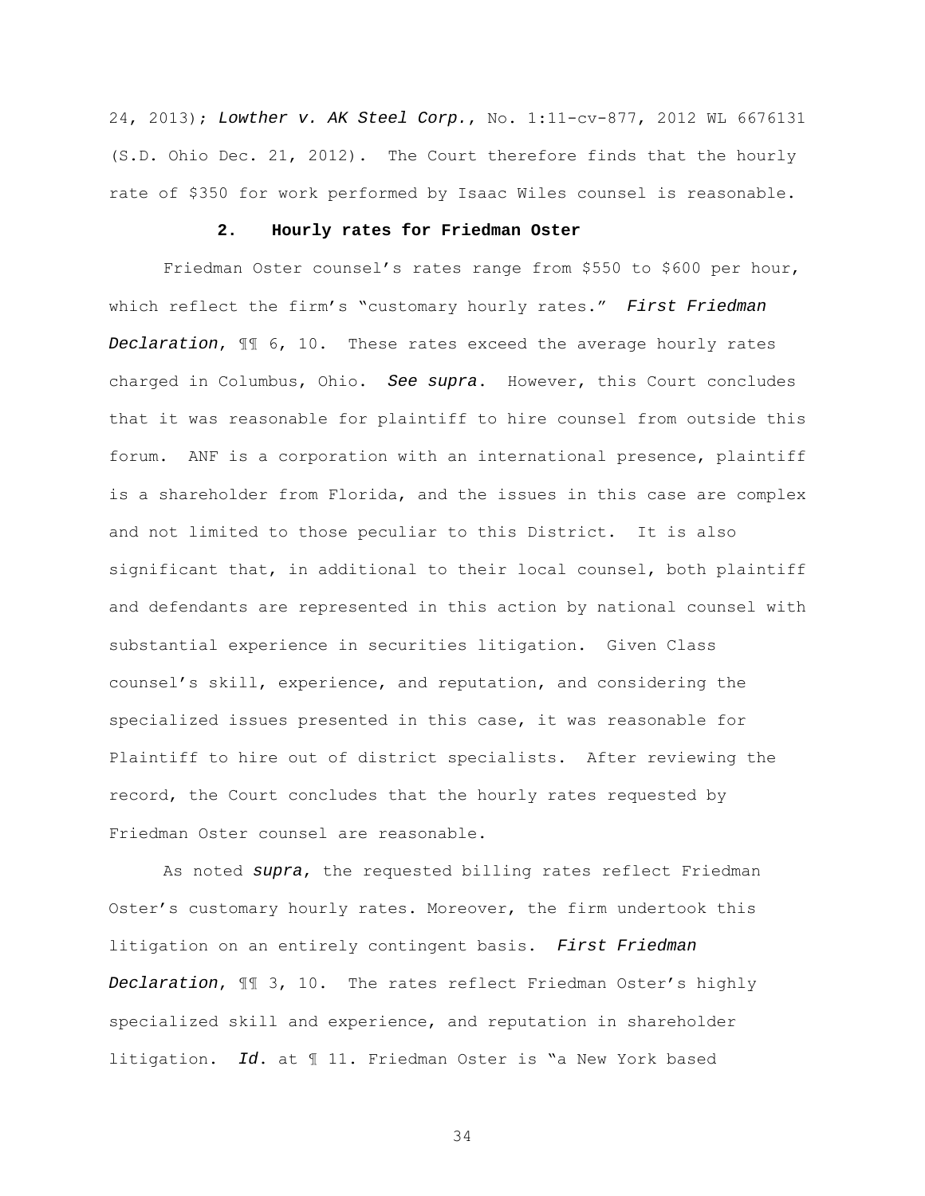24, 2013); *Lowther v. AK Steel Corp.*, No. 1:11-cv-877, 2012 WL 6676131 (S.D. Ohio Dec. 21, 2012). The Court therefore finds that the hourly rate of $350 for work performed by Isaac Wiles counsel is reasonable.

### 2. Hourly rates for Friedman Oster

Friedman Oster counsel's rates range from $550 to $600 per hour, which reflect the firm's "customary hourly rates." *First Friedman Declaration*, ¶¶ 6, 10. These rates exceed the average hourly rates charged in Columbus, Ohio. *See supra*. However, this Court concludes that it was reasonable for plaintiff to hire counsel from outside this forum. ANF is a corporation with an international presence, plaintiff is a shareholder from Florida, and the issues in this case are complex and not limited to those peculiar to this District. It is also significant that, in additional to their local counsel, both plaintiff and defendants are represented in this action by national counsel with substantial experience in securities litigation. Given Class counsel's skill, experience, and reputation, and considering the specialized issues presented in this case, it was reasonable for Plaintiff to hire out of district specialists. After reviewing the record, the Court concludes that the hourly rates requested by Friedman Oster counsel are reasonable.

As noted *supra*, the requested billing rates reflect Friedman Oster's customary hourly rates. Moreover, the firm undertook this litigation on an entirely contingent basis. *First Friedman Declaration*, ¶¶ 3, 10. The rates reflect Friedman Oster's highly specialized skill and experience, and reputation in shareholder litigation. *Id.* at ¶ 11. Friedman Oster is "a New York based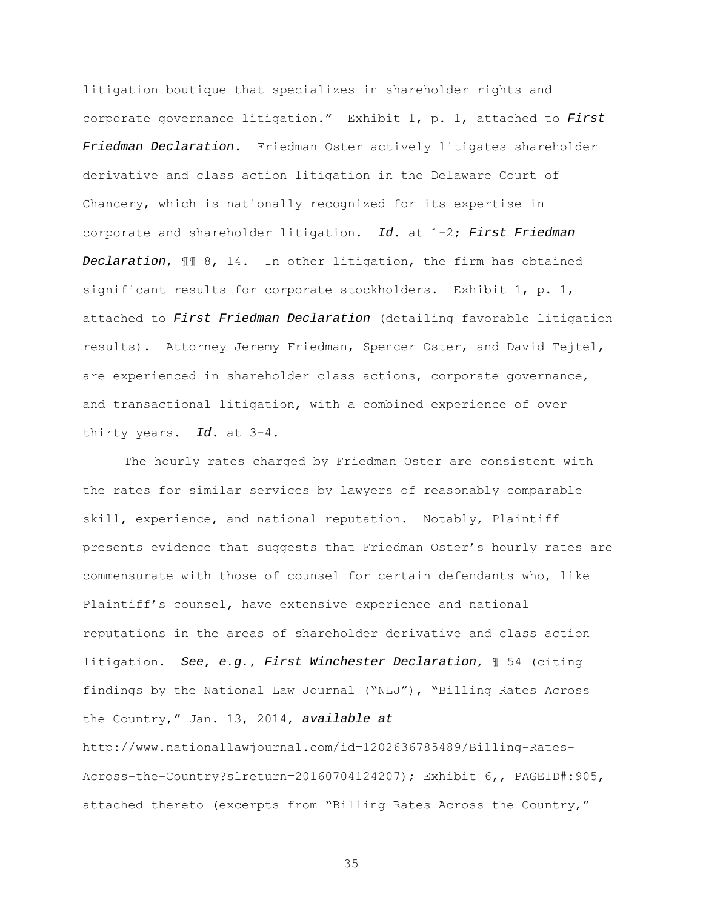litigation boutique that specializes in shareholder rights and corporate governance litigation." Exhibit 1, p. 1, attached to ***First Friedman Declaration***. Friedman Oster actively litigates shareholder derivative and class action litigation in the Delaware Court of Chancery, which is nationally recognized for its expertise in corporate and shareholder litigation. ***Id.*** at 1-2; ***First Friedman Declaration***, ¶¶ 8, 14. In other litigation, the firm has obtained significant results for corporate stockholders. Exhibit 1, p. 1, attached to ***First Friedman Declaration*** (detailing favorable litigation results). Attorney Jeremy Friedman, Spencer Oster, and David Tejtel, are experienced in shareholder class actions, corporate governance, and transactional litigation, with a combined experience of over thirty years. ***Id.*** at 3-4.

The hourly rates charged by Friedman Oster are consistent with the rates for similar services by lawyers of reasonably comparable skill, experience, and national reputation. Notably, Plaintiff presents evidence that suggests that Friedman Oster's hourly rates are commensurate with those of counsel for certain defendants who, like Plaintiff's counsel, have extensive experience and national reputations in the areas of shareholder derivative and class action litigation. ***See, e.g., First Winchester Declaration***, ¶ 54 (citing findings by the National Law Journal ("NLJ"), "Billing Rates Across the Country," Jan. 13, 2014, ***available at*** http://www.nationallawjournal.com/id=1202636785489/Billing-Rates-Across-the-Country?slreturn=20160704124207); Exhibit 6,, PAGEID#:905, attached thereto (excerpts from "Billing Rates Across the Country,"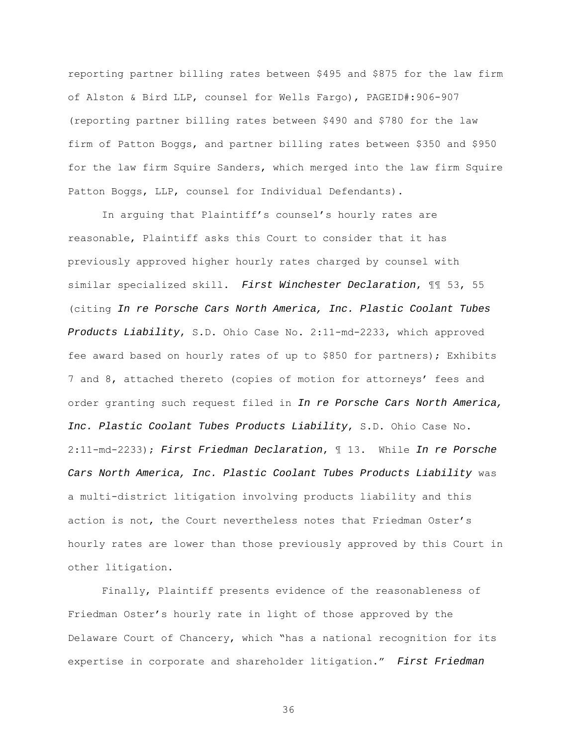reporting partner billing rates between $495 and $875 for the law firm of Alston & Bird LLP, counsel for Wells Fargo), PAGEID#:906-907 (reporting partner billing rates between $490 and $780 for the law firm of Patton Boggs, and partner billing rates between $350 and $950 for the law firm Squire Sanders, which merged into the law firm Squire Patton Boggs, LLP, counsel for Individual Defendants).

In arguing that Plaintiff's counsel's hourly rates are reasonable, Plaintiff asks this Court to consider that it has previously approved higher hourly rates charged by counsel with similar specialized skill. ***First Winchester Declaration***, ¶¶ 53, 55 (citing ***In re Porsche Cars North America, Inc. Plastic Coolant Tubes Products Liability***, S.D. Ohio Case No. 2:11-md-2233, which approved fee award based on hourly rates of up to $850 for partners); Exhibits 7 and 8, attached thereto (copies of motion for attorneys' fees and order granting such request filed in ***In re Porsche Cars North America, Inc. Plastic Coolant Tubes Products Liability***, S.D. Ohio Case No. 2:11-md-2233); ***First Friedman Declaration***, ¶ 13. While ***In re Porsche Cars North America, Inc. Plastic Coolant Tubes Products Liability*** was a multi-district litigation involving products liability and this action is not, the Court nevertheless notes that Friedman Oster's hourly rates are lower than those previously approved by this Court in other litigation.

Finally, Plaintiff presents evidence of the reasonableness of Friedman Oster's hourly rate in light of those approved by the Delaware Court of Chancery, which "has a national recognition for its expertise in corporate and shareholder litigation." ***First Friedman***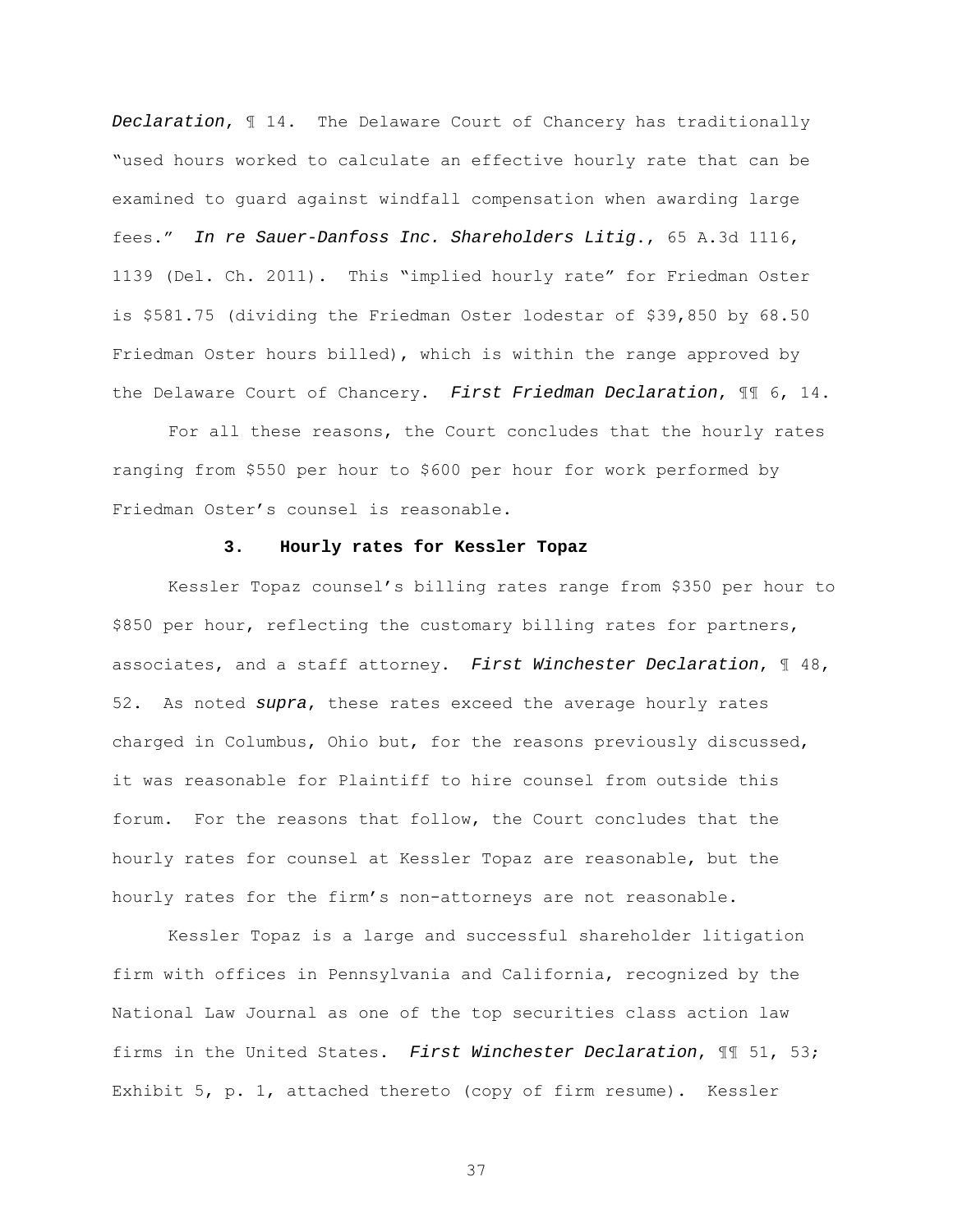*Declaration*, ¶ 14. The Delaware Court of Chancery has traditionally "used hours worked to calculate an effective hourly rate that can be examined to guard against windfall compensation when awarding large fees." *In re Sauer-Danfoss Inc. Shareholders Litig.*, 65 A.3d 1116, 1139 (Del. Ch. 2011). This "implied hourly rate" for Friedman Oster is $581.75 (dividing the Friedman Oster lodestar of $39,850 by 68.50 Friedman Oster hours billed), which is within the range approved by the Delaware Court of Chancery. *First Friedman Declaration*, ¶¶ 6, 14.

For all these reasons, the Court concludes that the hourly rates ranging from $550 per hour to $600 per hour for work performed by Friedman Oster's counsel is reasonable.

### 3. Hourly rates for Kessler Topaz

Kessler Topaz counsel's billing rates range from $350 per hour to $850 per hour, reflecting the customary billing rates for partners, associates, and a staff attorney. *First Winchester Declaration*, ¶ 48, 52. As noted *supra*, these rates exceed the average hourly rates charged in Columbus, Ohio but, for the reasons previously discussed, it was reasonable for Plaintiff to hire counsel from outside this forum. For the reasons that follow, the Court concludes that the hourly rates for counsel at Kessler Topaz are reasonable, but the hourly rates for the firm's non-attorneys are not reasonable.

Kessler Topaz is a large and successful shareholder litigation firm with offices in Pennsylvania and California, recognized by the National Law Journal as one of the top securities class action law firms in the United States. *First Winchester Declaration*, ¶¶ 51, 53; Exhibit 5, p. 1, attached thereto (copy of firm resume). Kessler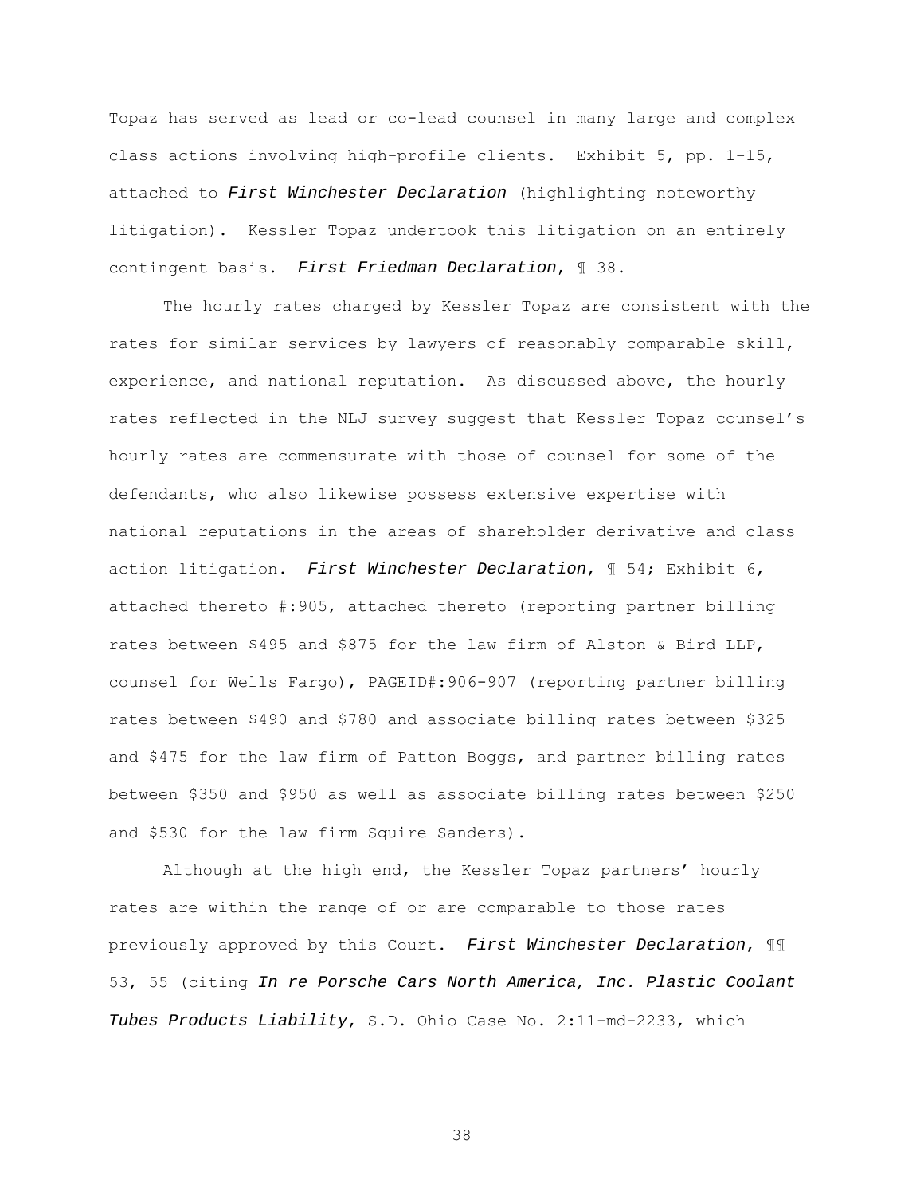Topaz has served as lead or co-lead counsel in many large and complex class actions involving high-profile clients. Exhibit 5, pp. 1-15, attached to *First Winchester Declaration* (highlighting noteworthy litigation). Kessler Topaz undertook this litigation on an entirely contingent basis. *First Friedman Declaration*, ¶ 38.

The hourly rates charged by Kessler Topaz are consistent with the rates for similar services by lawyers of reasonably comparable skill, experience, and national reputation. As discussed above, the hourly rates reflected in the NLJ survey suggest that Kessler Topaz counsel's hourly rates are commensurate with those of counsel for some of the defendants, who also likewise possess extensive expertise with national reputations in the areas of shareholder derivative and class action litigation. *First Winchester Declaration*, ¶ 54; Exhibit 6, attached thereto #:905, attached thereto (reporting partner billing rates between $495 and $875 for the law firm of Alston & Bird LLP, counsel for Wells Fargo), PAGEID#:906-907 (reporting partner billing rates between $490 and $780 and associate billing rates between $325 and $475 for the law firm of Patton Boggs, and partner billing rates between $350 and $950 as well as associate billing rates between $250 and $530 for the law firm Squire Sanders).

Although at the high end, the Kessler Topaz partners' hourly rates are within the range of or are comparable to those rates previously approved by this Court. *First Winchester Declaration*, ¶¶ 53, 55 (citing *In re Porsche Cars North America, Inc. Plastic Coolant Tubes Products Liability*, S.D. Ohio Case No. 2:11-md-2233, which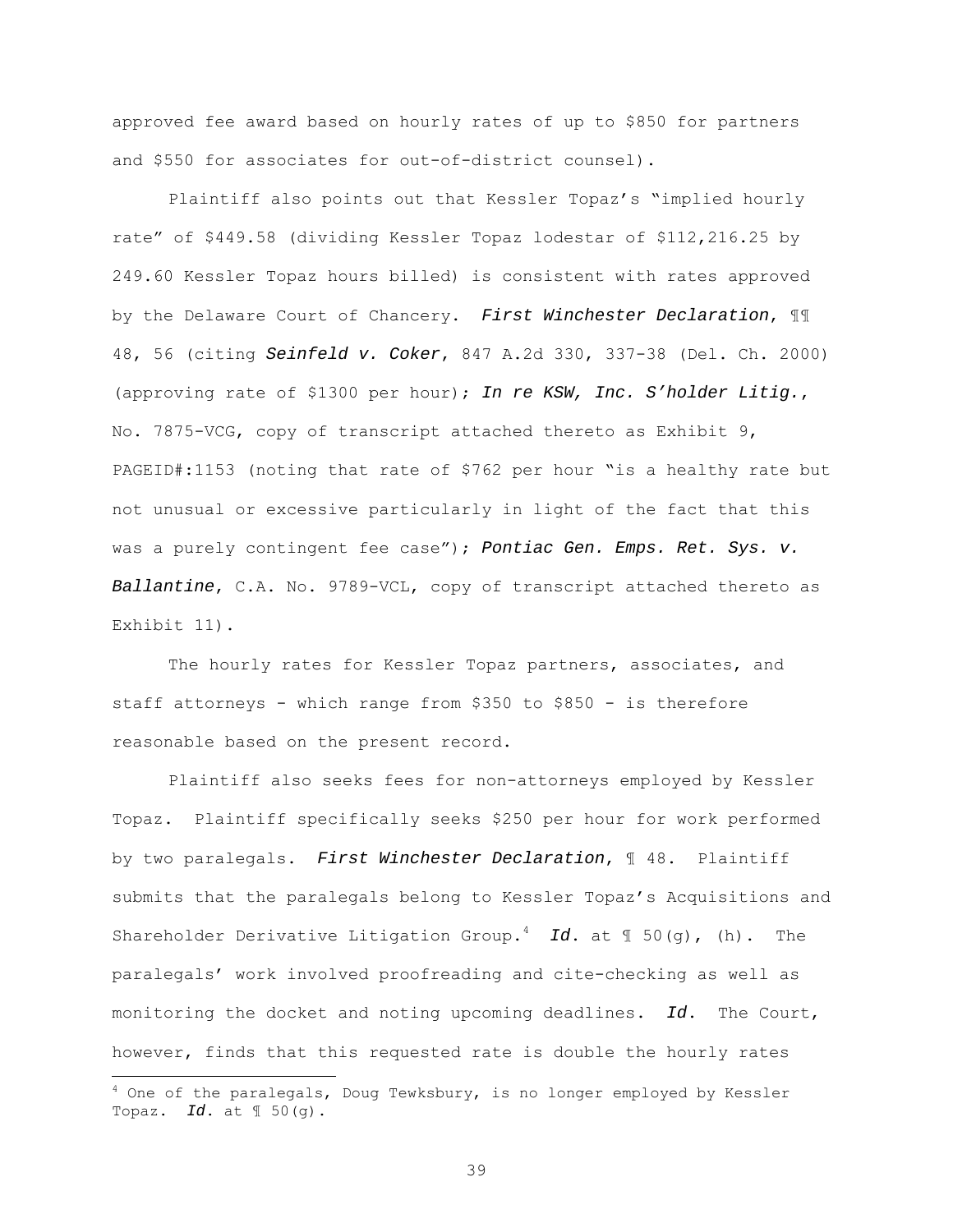approved fee award based on hourly rates of up to $850 for partners and $550 for associates for out-of-district counsel).

Plaintiff also points out that Kessler Topaz's "implied hourly rate" of $449.58 (dividing Kessler Topaz lodestar of $112,216.25 by 249.60 Kessler Topaz hours billed) is consistent with rates approved by the Delaware Court of Chancery. ***First Winchester Declaration***, ¶¶ 48, 56 (citing ***Seinfeld v. Coker***, 847 A.2d 330, 337-38 (Del. Ch. 2000) (approving rate of $1300 per hour); ***In re KSW, Inc. S'holder Litig.***, No. 7875-VCG, copy of transcript attached thereto as Exhibit 9, PAGEID#:1153 (noting that rate of $762 per hour "is a healthy rate but not unusual or excessive particularly in light of the fact that this was a purely contingent fee case"); ***Pontiac Gen. Emps. Ret. Sys. v. Ballantine***, C.A. No. 9789-VCL, copy of transcript attached thereto as Exhibit 11).

The hourly rates for Kessler Topaz partners, associates, and staff attorneys - which range from $350 to $850 - is therefore reasonable based on the present record.

Plaintiff also seeks fees for non-attorneys employed by Kessler Topaz. Plaintiff specifically seeks $250 per hour for work performed by two paralegals. ***First Winchester Declaration***, ¶ 48. Plaintiff submits that the paralegals belong to Kessler Topaz's Acquisitions and Shareholder Derivative Litigation Group.[4] ***Id.*** at ¶ 50(g), (h). The paralegals' work involved proofreading and cite-checking as well as monitoring the docket and noting upcoming deadlines. ***Id.*** The Court, however, finds that this requested rate is double the hourly rates

[4] One of the paralegals, Doug Tewksbury, is no longer employed by Kessler Topaz. ***Id.*** at ¶ 50(g).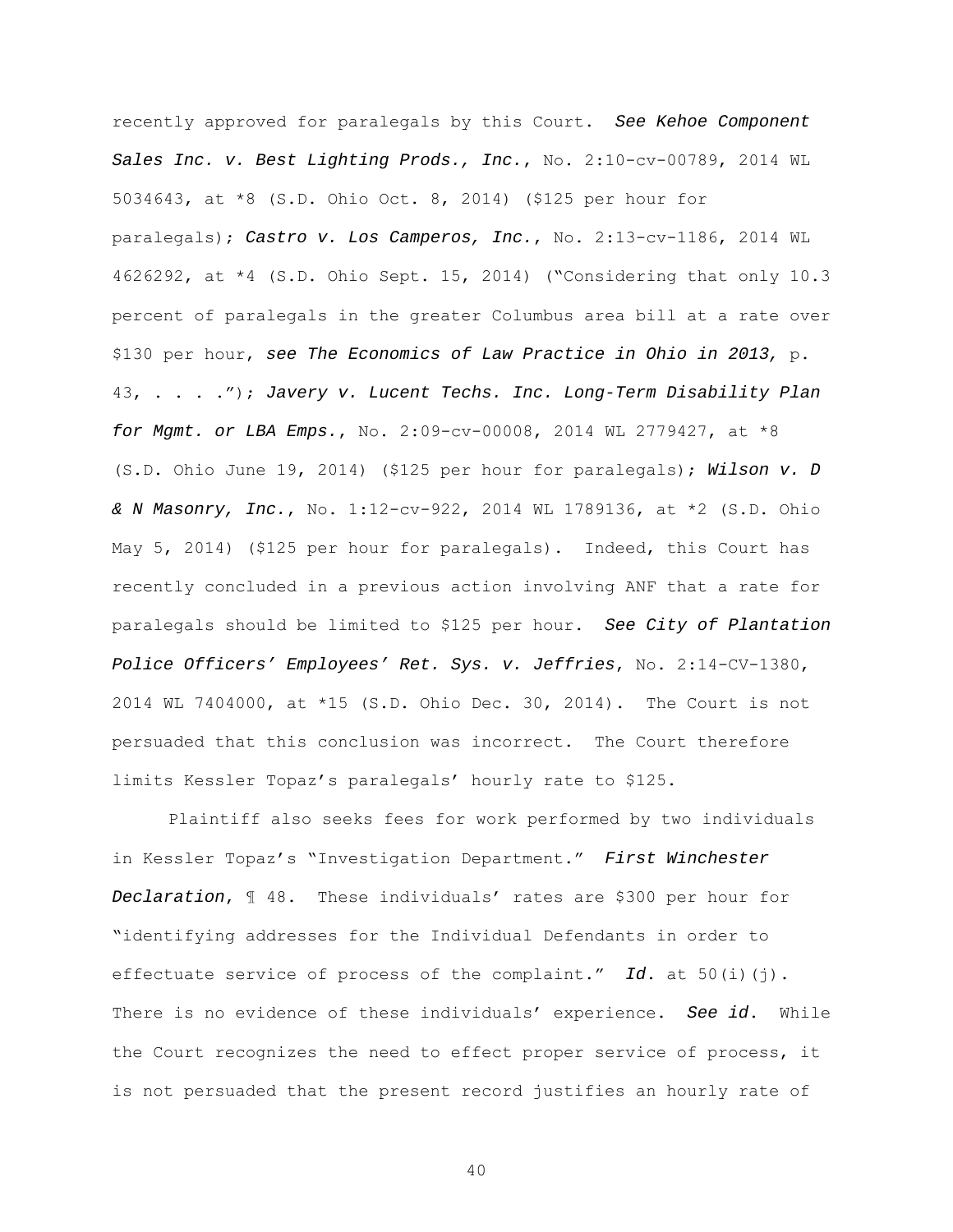recently approved for paralegals by this Court. *See Kehoe Component Sales Inc. v. Best Lighting Prods., Inc.*, No. 2:10-cv-00789, 2014 WL 5034643, at *8 (S.D. Ohio Oct. 8, 2014) ($125 per hour for paralegals); *Castro v. Los Camperos, Inc.*, No. 2:13-cv-1186, 2014 WL 4626292, at *4 (S.D. Ohio Sept. 15, 2014) ("Considering that only 10.3 percent of paralegals in the greater Columbus area bill at a rate over $130 per hour, *see The Economics of Law Practice in Ohio in 2013,* p. 43, . . . ."); *Javery v. Lucent Techs. Inc. Long-Term Disability Plan for Mgmt. or LBA Emps.*, No. 2:09-cv-00008, 2014 WL 2779427, at *8 (S.D. Ohio June 19, 2014) ($125 per hour for paralegals); *Wilson v. D & N Masonry, Inc.*, No. 1:12-cv-922, 2014 WL 1789136, at *2 (S.D. Ohio May 5, 2014) ($125 per hour for paralegals). Indeed, this Court has recently concluded in a previous action involving ANF that a rate for paralegals should be limited to $125 per hour. *See City of Plantation Police Officers' Employees' Ret. Sys. v. Jeffries*, No. 2:14-CV-1380, 2014 WL 7404000, at *15 (S.D. Ohio Dec. 30, 2014). The Court is not persuaded that this conclusion was incorrect. The Court therefore limits Kessler Topaz's paralegals' hourly rate to $125.

Plaintiff also seeks fees for work performed by two individuals in Kessler Topaz's "Investigation Department." *First Winchester Declaration*, ¶ 48. These individuals' rates are $300 per hour for "identifying addresses for the Individual Defendants in order to effectuate service of process of the complaint." *Id.* at 50(i)(j). There is no evidence of these individuals' experience. *See id.* While the Court recognizes the need to effect proper service of process, it is not persuaded that the present record justifies an hourly rate of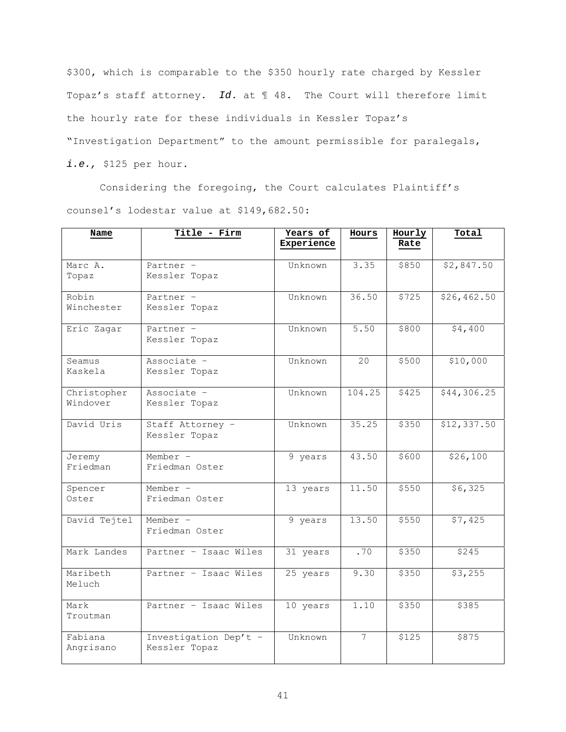$300, which is comparable to the $350 hourly rate charged by Kessler Topaz's staff attorney. *Id.* at ¶ 48. The Court will therefore limit the hourly rate for these individuals in Kessler Topaz's "Investigation Department" to the amount permissible for paralegals, *i.e.*, $125 per hour.

Considering the foregoing, the Court calculates Plaintiff's counsel's lodestar value at $149,682.50:

| Name | Title - Firm | Years of Experience | Hours | Hourly Rate | Total |
|---|---|---|---|---|---|
| Marc A. Topaz | Partner – Kessler Topaz | Unknown | 3.35 | $850 | $2,847.50 |
| Robin Winchester | Partner – Kessler Topaz | Unknown | 36.50 | $725 | $26,462.50 |
| Eric Zagar | Partner – Kessler Topaz | Unknown | 5.50 | $800 | $4,400 |
| Seamus Kaskela | Associate – Kessler Topaz | Unknown | 20 | $500 | $10,000 |
| Christopher Windover | Associate – Kessler Topaz | Unknown | 104.25 | $425 | $44,306.25 |
| David Uris | Staff Attorney – Kessler Topaz | Unknown | 35.25 | $350 | $12,337.50 |
| Jeremy Friedman | Member – Friedman Oster | 9 years | 43.50 | $600 | $26,100 |
| Spencer Oster | Member – Friedman Oster | 13 years | 11.50 | $550 | $6,325 |
| David Tejtel | Member – Friedman Oster | 9 years | 13.50 | $550 | $7,425 |
| Mark Landes | Partner – Isaac Wiles | 31 years | .70 | $350 | $245 |
| Maribeth Meluch | Partner – Isaac Wiles | 25 years | 9.30 | $350 | $3,255 |
| Mark Troutman | Partner – Isaac Wiles | 10 years | 1.10 | $350 | $385 |
| Fabiana Angrisano | Investigation Dep't – Kessler Topaz | Unknown | 7 | $125 | $875 |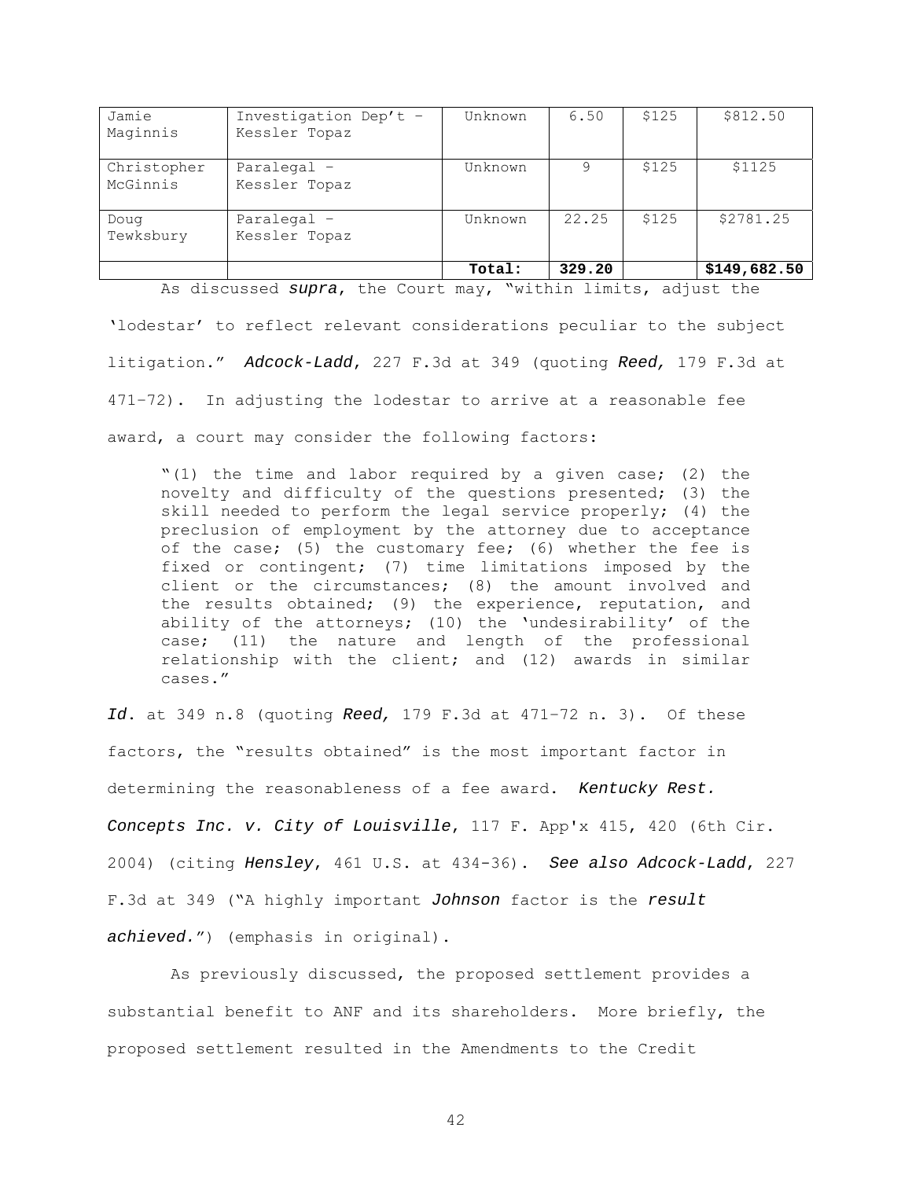| Jamie Maginnis | Investigation Dep't – Kessler Topaz | Unknown | 6.50 | $125 | $812.50 |
|---|---|---|---|---|---|
| Christopher McGinnis | Paralegal – Kessler Topaz | Unknown | 9 | $125 | $1125 |
| Doug Tewksbury | Paralegal – Kessler Topaz | Unknown | 22.25 | $125 | $2781.25 |
| | | **Total:** | **329.20** | | **$149,682.50** |

As discussed ***supra***, the Court may, "within limits, adjust the 'lodestar' to reflect relevant considerations peculiar to the subject litigation." *Adcock-Ladd*, 227 F.3d at 349 (quoting ***Reed,*** 179 F.3d at 471–72). In adjusting the lodestar to arrive at a reasonable fee award, a court may consider the following factors:

> "(1) the time and labor required by a given case; (2) the novelty and difficulty of the questions presented; (3) the skill needed to perform the legal service properly; (4) the preclusion of employment by the attorney due to acceptance of the case; (5) the customary fee; (6) whether the fee is fixed or contingent; (7) time limitations imposed by the client or the circumstances; (8) the amount involved and the results obtained; (9) the experience, reputation, and ability of the attorneys; (10) the 'undesirability' of the case; (11) the nature and length of the professional relationship with the client; and (12) awards in similar cases."

***Id.*** at 349 n.8 (quoting ***Reed,*** 179 F.3d at 471–72 n. 3). Of these factors, the "results obtained" is the most important factor in determining the reasonableness of a fee award. *Kentucky Rest. Concepts Inc. v. City of Louisville*, 117 F. App'x 415, 420 (6th Cir. 2004) (citing ***Hensley***, 461 U.S. at 434-36). *See also Adcock-Ladd*, 227 F.3d at 349 ("A highly important ***Johnson*** factor is the ***result achieved.***") (emphasis in original).

As previously discussed, the proposed settlement provides a substantial benefit to ANF and its shareholders. More briefly, the proposed settlement resulted in the Amendments to the Credit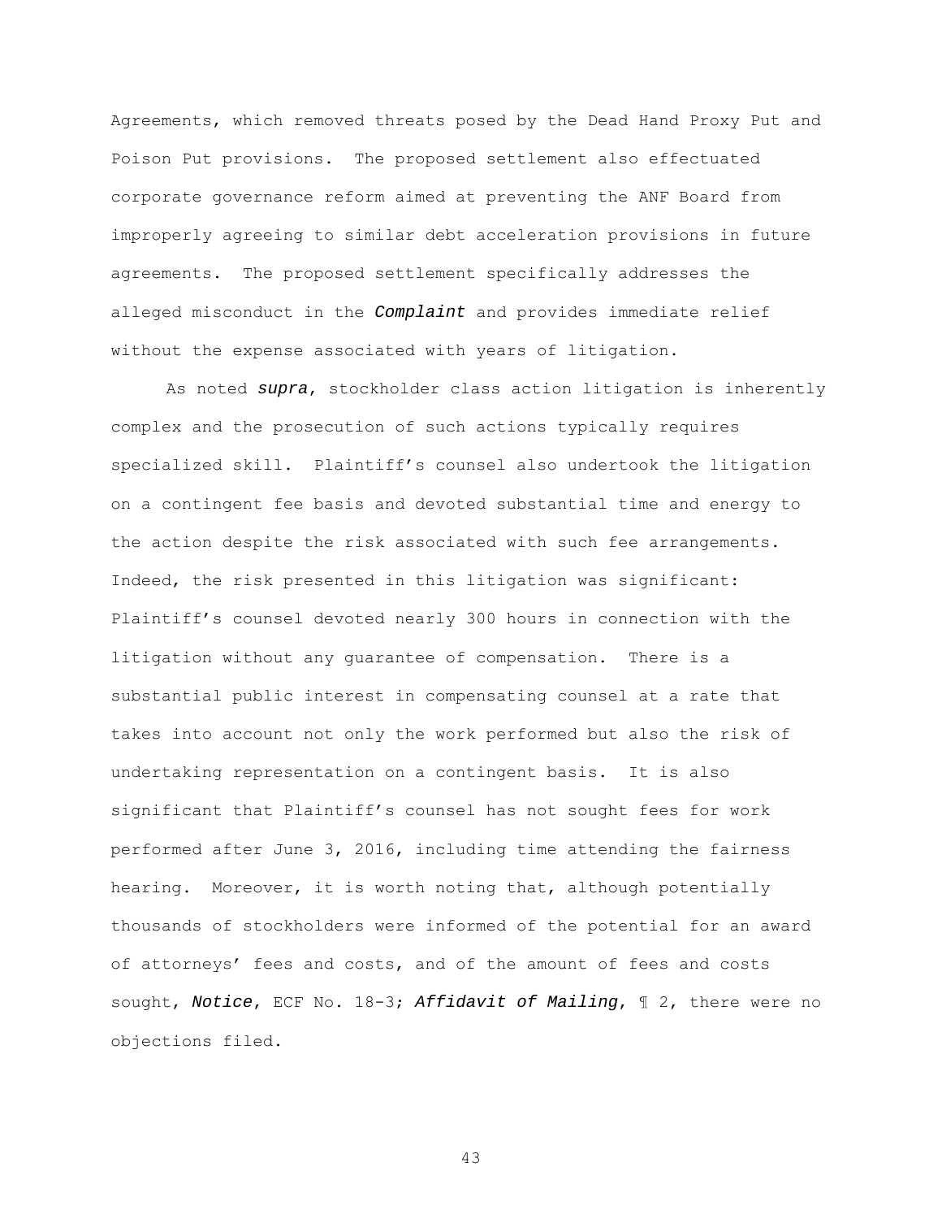Agreements, which removed threats posed by the Dead Hand Proxy Put and Poison Put provisions. The proposed settlement also effectuated corporate governance reform aimed at preventing the ANF Board from improperly agreeing to similar debt acceleration provisions in future agreements. The proposed settlement specifically addresses the alleged misconduct in the ***Complaint*** and provides immediate relief without the expense associated with years of litigation.

As noted ***supra***, stockholder class action litigation is inherently complex and the prosecution of such actions typically requires specialized skill. Plaintiff's counsel also undertook the litigation on a contingent fee basis and devoted substantial time and energy to the action despite the risk associated with such fee arrangements. Indeed, the risk presented in this litigation was significant: Plaintiff's counsel devoted nearly 300 hours in connection with the litigation without any guarantee of compensation. There is a substantial public interest in compensating counsel at a rate that takes into account not only the work performed but also the risk of undertaking representation on a contingent basis. It is also significant that Plaintiff's counsel has not sought fees for work performed after June 3, 2016, including time attending the fairness hearing. Moreover, it is worth noting that, although potentially thousands of stockholders were informed of the potential for an award of attorneys' fees and costs, and of the amount of fees and costs sought, ***Notice***, ECF No. 18-3; ***Affidavit of Mailing***, ¶ 2, there were no objections filed.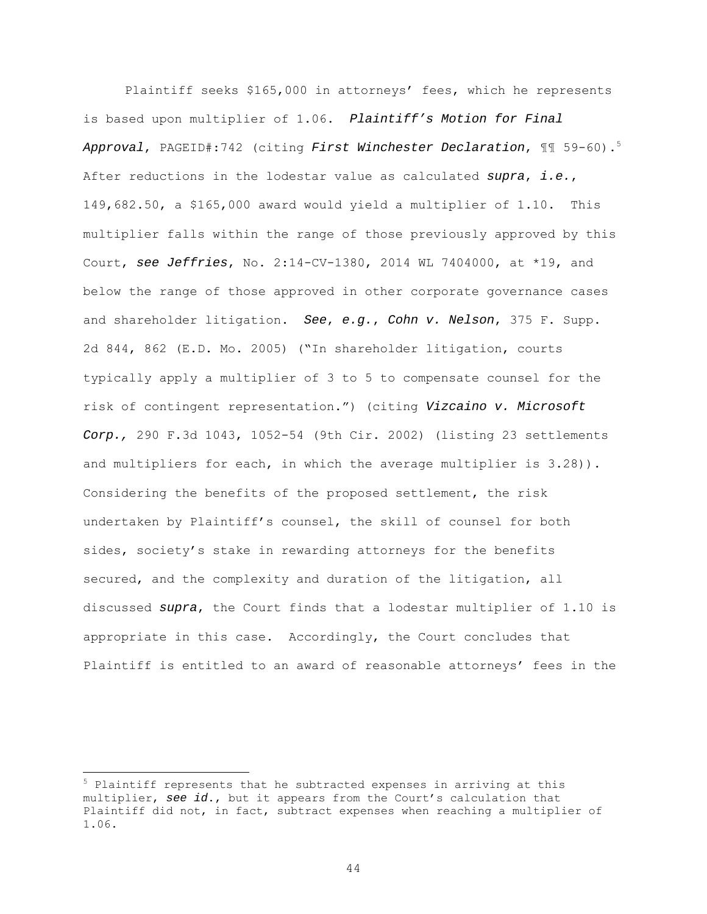Plaintiff seeks $165,000 in attorneys' fees, which he represents is based upon multiplier of 1.06. ***Plaintiff's Motion for Final Approval***, PAGEID#:742 (citing ***First Winchester Declaration***, ¶¶ 59-60).[5] After reductions in the lodestar value as calculated ***supra***, ***i.e.***, 149,682.50, a $165,000 award would yield a multiplier of 1.10. This multiplier falls within the range of those previously approved by this Court, ***see Jeffries***, No. 2:14-CV-1380, 2014 WL 7404000, at *19, and below the range of those approved in other corporate governance cases and shareholder litigation. ***See***, ***e.g.***, ***Cohn v. Nelson***, 375 F. Supp. 2d 844, 862 (E.D. Mo. 2005) ("In shareholder litigation, courts typically apply a multiplier of 3 to 5 to compensate counsel for the risk of contingent representation.") (citing ***Vizcaino v. Microsoft Corp.***, 290 F.3d 1043, 1052-54 (9th Cir. 2002) (listing 23 settlements and multipliers for each, in which the average multiplier is 3.28)). Considering the benefits of the proposed settlement, the risk undertaken by Plaintiff's counsel, the skill of counsel for both sides, society's stake in rewarding attorneys for the benefits secured, and the complexity and duration of the litigation, all discussed ***supra***, the Court finds that a lodestar multiplier of 1.10 is appropriate in this case. Accordingly, the Court concludes that Plaintiff is entitled to an award of reasonable attorneys' fees in the

---

[5] Plaintiff represents that he subtracted expenses in arriving at this multiplier, ***see id.***, but it appears from the Court's calculation that Plaintiff did not, in fact, subtract expenses when reaching a multiplier of 1.06.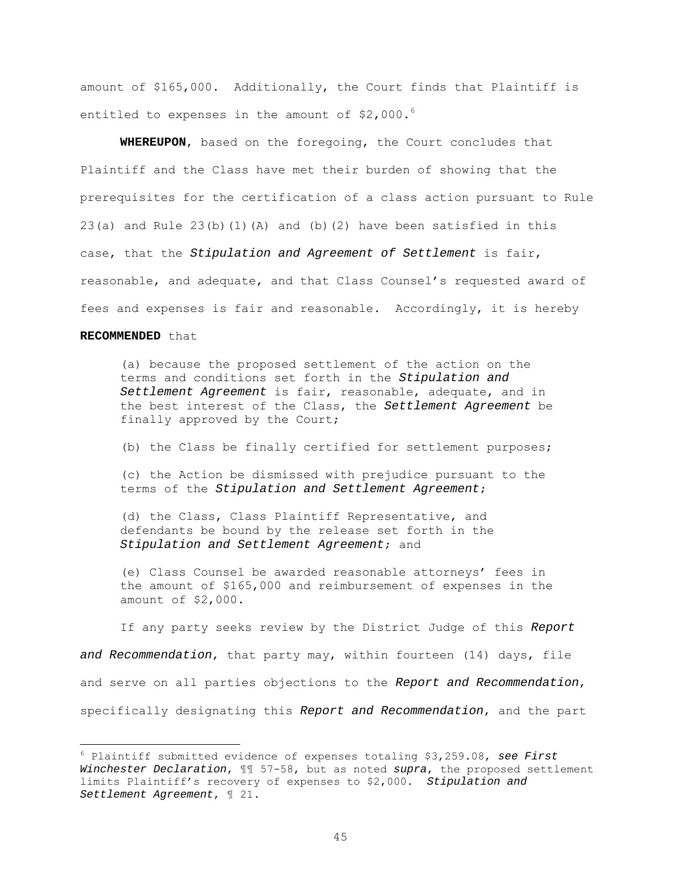amount of $165,000. Additionally, the Court finds that Plaintiff is entitled to expenses in the amount of $2,000.[6]

**WHEREUPON**, based on the foregoing, the Court concludes that Plaintiff and the Class have met their burden of showing that the prerequisites for the certification of a class action pursuant to Rule 23(a) and Rule 23(b)(1)(A) and (b)(2) have been satisfied in this case, that the *Stipulation and Agreement of Settlement* is fair, reasonable, and adequate, and that Class Counsel's requested award of fees and expenses is fair and reasonable. Accordingly, it is hereby **RECOMMENDED** that

> (a) because the proposed settlement of the action on the terms and conditions set forth in the *Stipulation and Settlement Agreement* is fair, reasonable, adequate, and in the best interest of the Class, the *Settlement Agreement* be finally approved by the Court;
>
> (b) the Class be finally certified for settlement purposes;
>
> (c) the Action be dismissed with prejudice pursuant to the terms of the *Stipulation and Settlement Agreement*;
>
> (d) the Class, Class Plaintiff Representative, and defendants be bound by the release set forth in the *Stipulation and Settlement Agreement*; and
>
> (e) Class Counsel be awarded reasonable attorneys' fees in the amount of $165,000 and reimbursement of expenses in the amount of $2,000.

If any party seeks review by the District Judge of this *Report and Recommendation*, that party may, within fourteen (14) days, file and serve on all parties objections to the *Report and Recommendation*, specifically designating this *Report and Recommendation*, and the part

---

[6] Plaintiff submitted evidence of expenses totaling $3,259.08, *see First Winchester Declaration*, ¶¶ 57-58, but as noted *supra*, the proposed settlement limits Plaintiff's recovery of expenses to $2,000. *Stipulation and Settlement Agreement*, ¶ 21.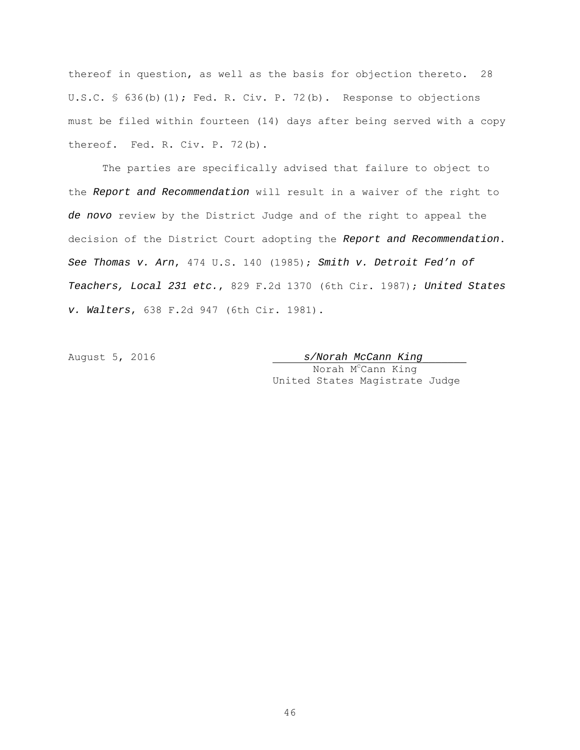thereof in question, as well as the basis for objection thereto. 28 U.S.C. § 636(b)(1); Fed. R. Civ. P. 72(b). Response to objections must be filed within fourteen (14) days after being served with a copy thereof. Fed. R. Civ. P. 72(b).

The parties are specifically advised that failure to object to the *Report and Recommendation* will result in a waiver of the right to ***de novo*** review by the District Judge and of the right to appeal the decision of the District Court adopting the *Report and Recommendation*. *See Thomas v. Arn*, 474 U.S. 140 (1985); *Smith v. Detroit Fed'n of Teachers, Local 231 etc.*, 829 F.2d 1370 (6th Cir. 1987); *United States v. Walters*, 638 F.2d 947 (6th Cir. 1981).

August 5, 2016

*s/Norah McCann King*
Norah McCann King
United States Magistrate Judge